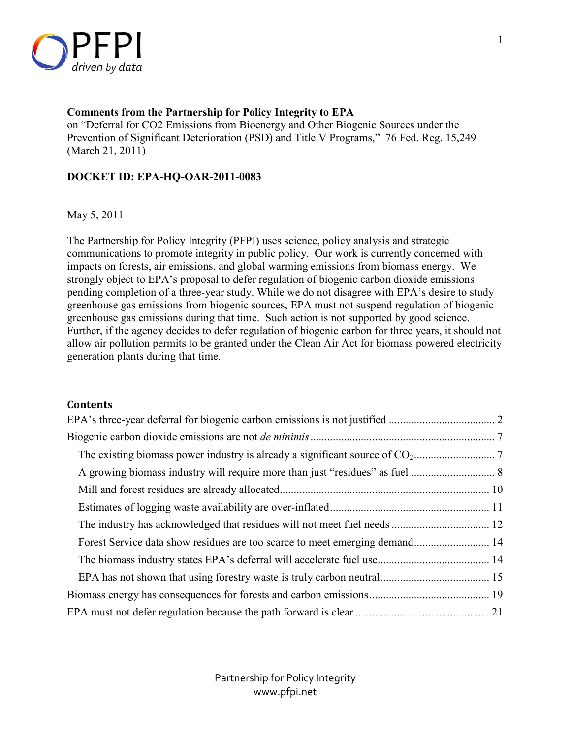**Comments from the Partnership for Policy Integrity to EPA**
on "Deferral for CO2 Emissions from Bioenergy and Other Biogenic Sources under the Prevention of Significant Deterioration (PSD) and Title V Programs," 76 Fed. Reg. 15,249 (March 21, 2011)

**DOCKET ID: EPA-HQ-OAR-2011-0083**

May 5, 2011

The Partnership for Policy Integrity (PFPI) uses science, policy analysis and strategic communications to promote integrity in public policy. Our work is currently concerned with impacts on forests, air emissions, and global warming emissions from biomass energy. We strongly object to EPA's proposal to defer regulation of biogenic carbon dioxide emissions pending completion of a three-year study. While we do not disagree with EPA's desire to study greenhouse gas emissions from biogenic sources, EPA must not suspend regulation of biogenic greenhouse gas emissions during that time. Such action is not supported by good science. Further, if the agency decides to defer regulation of biogenic carbon for three years, it should not allow air pollution permits to be granted under the Clean Air Act for biomass powered electricity generation plants during that time.

## Contents

- EPA's three-year deferral for biogenic carbon emissions is not justified ..... 2
- Biogenic carbon dioxide emissions are not *de minimis* ..... 7
  - The existing biomass power industry is already a significant source of $CO_2$ ..... 7
  - A growing biomass industry will require more than just "residues" as fuel ..... 8
  - Mill and forest residues are already allocated ..... 10
  - Estimates of logging waste availability are over-inflated ..... 11
  - The industry has acknowledged that residues will not meet fuel needs ..... 12
  - Forest Service data show residues are too scarce to meet emerging demand ..... 14
  - The biomass industry states EPA's deferral will accelerate fuel use ..... 14
  - EPA has not shown that using forestry waste is truly carbon neutral ..... 15
- Biomass energy has consequences for forests and carbon emissions ..... 19
- EPA must not defer regulation because the path forward is clear ..... 21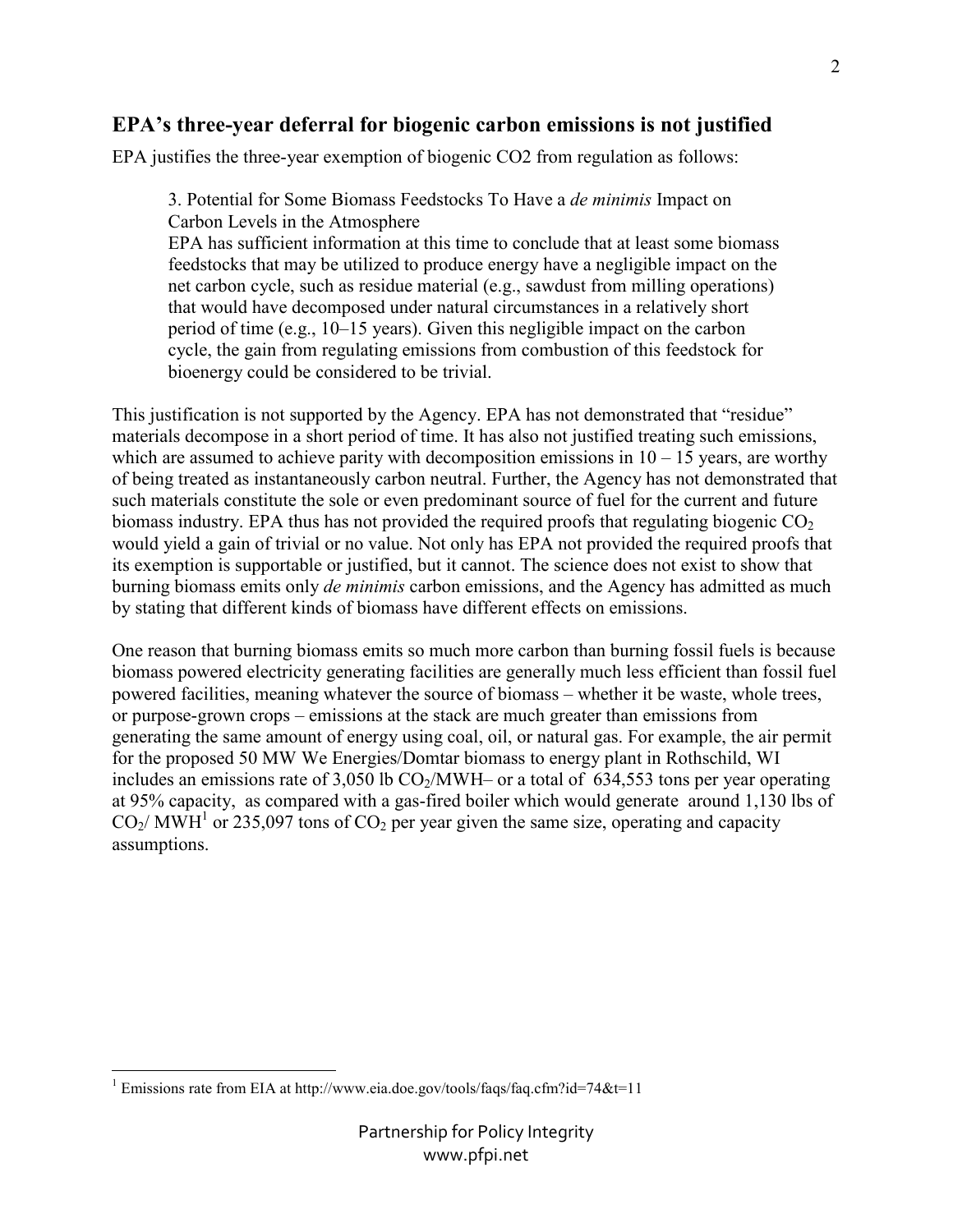## EPA's three-year deferral for biogenic carbon emissions is not justified

EPA justifies the three-year exemption of biogenic CO2 from regulation as follows:

> 3. Potential for Some Biomass Feedstocks To Have a *de minimis* Impact on Carbon Levels in the Atmosphere
> EPA has sufficient information at this time to conclude that at least some biomass feedstocks that may be utilized to produce energy have a negligible impact on the net carbon cycle, such as residue material (e.g., sawdust from milling operations) that would have decomposed under natural circumstances in a relatively short period of time (e.g., 10–15 years). Given this negligible impact on the carbon cycle, the gain from regulating emissions from combustion of this feedstock for bioenergy could be considered to be trivial.

This justification is not supported by the Agency. EPA has not demonstrated that "residue" materials decompose in a short period of time. It has also not justified treating such emissions, which are assumed to achieve parity with decomposition emissions in 10 – 15 years, are worthy of being treated as instantaneously carbon neutral. Further, the Agency has not demonstrated that such materials constitute the sole or even predominant source of fuel for the current and future biomass industry. EPA thus has not provided the required proofs that regulating biogenic $CO_2$ would yield a gain of trivial or no value. Not only has EPA not provided the required proofs that its exemption is supportable or justified, but it cannot. The science does not exist to show that burning biomass emits only *de minimis* carbon emissions, and the Agency has admitted as much by stating that different kinds of biomass have different effects on emissions.

One reason that burning biomass emits so much more carbon than burning fossil fuels is because biomass powered electricity generating facilities are generally much less efficient than fossil fuel powered facilities, meaning whatever the source of biomass – whether it be waste, whole trees, or purpose-grown crops – emissions at the stack are much greater than emissions from generating the same amount of energy using coal, oil, or natural gas. For example, the air permit for the proposed 50 MW We Energies/Domtar biomass to energy plant in Rothschild, WI includes an emissions rate of 3,050 lb $CO_2$/MWH– or a total of 634,553 tons per year operating at 95% capacity, as compared with a gas-fired boiler which would generate around 1,130 lbs of $CO_2$/ MWH[1] or 235,097 tons of $CO_2$ per year given the same size, operating and capacity assumptions.

[1] Emissions rate from EIA at http://www.eia.doe.gov/tools/faqs/faq.cfm?id=74&t=11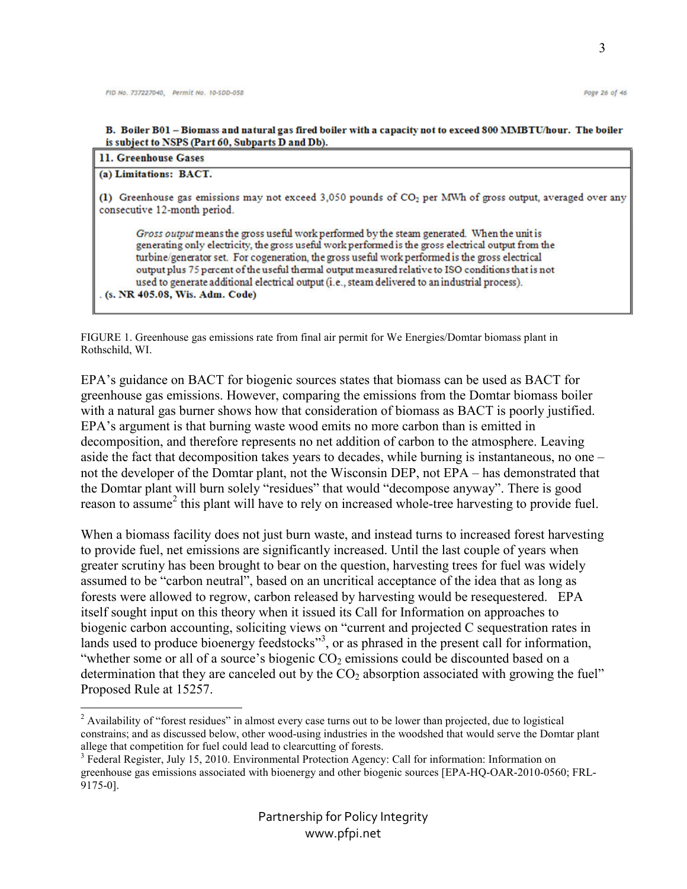FID No. 737227040, Permit No. 10-SDD-058

**B. Boiler B01 – Biomass and natural gas fired boiler with a capacity not to exceed 800 MMBTU/hour. The boiler is subject to NSPS (Part 60, Subparts D and Db).**

**11. Greenhouse Gases**

**(a) Limitations: BACT.**

**(1)** Greenhouse gas emissions may not exceed 3,050 pounds of $CO_2$ per MWh of gross output, averaged over any consecutive 12-month period.

> *Gross output* means the gross useful work performed by the steam generated. When the unit is generating only electricity, the gross useful work performed is the gross electrical output from the turbine/generator set. For cogeneration, the gross useful work performed is the gross electrical output plus 75 percent of the useful thermal output measured relative to ISO conditions that is not used to generate additional electrical output (i.e., steam delivered to an industrial process).

. **(s. NR 405.08, Wis. Adm. Code)**

FIGURE 1. Greenhouse gas emissions rate from final air permit for We Energies/Domtar biomass plant in Rothschild, WI.

EPA's guidance on BACT for biogenic sources states that biomass can be used as BACT for greenhouse gas emissions. However, comparing the emissions from the Domtar biomass boiler with a natural gas burner shows how that consideration of biomass as BACT is poorly justified. EPA's argument is that burning waste wood emits no more carbon than is emitted in decomposition, and therefore represents no net addition of carbon to the atmosphere. Leaving aside the fact that decomposition takes years to decades, while burning is instantaneous, no one – not the developer of the Domtar plant, not the Wisconsin DEP, not EPA – has demonstrated that the Domtar plant will burn solely "residues" that would "decompose anyway". There is good reason to assume[2] this plant will have to rely on increased whole-tree harvesting to provide fuel.

When a biomass facility does not just burn waste, and instead turns to increased forest harvesting to provide fuel, net emissions are significantly increased. Until the last couple of years when greater scrutiny has been brought to bear on the question, harvesting trees for fuel was widely assumed to be "carbon neutral", based on an uncritical acceptance of the idea that as long as forests were allowed to regrow, carbon released by harvesting would be resequestered. EPA itself sought input on this theory when it issued its Call for Information on approaches to biogenic carbon accounting, soliciting views on "current and projected C sequestration rates in lands used to produce bioenergy feedstocks"[3], or as phrased in the present call for information, "whether some or all of a source's biogenic $CO_2$ emissions could be discounted based on a determination that they are canceled out by the $CO_2$ absorption associated with growing the fuel" Proposed Rule at 15257.

---

[2] Availability of "forest residues" in almost every case turns out to be lower than projected, due to logistical constrains; and as discussed below, other wood-using industries in the woodshed that would serve the Domtar plant allege that competition for fuel could lead to clearcutting of forests.

[3] Federal Register, July 15, 2010. Environmental Protection Agency: Call for information: Information on greenhouse gas emissions associated with bioenergy and other biogenic sources [EPA-HQ-OAR-2010-0560; FRL-9175-0].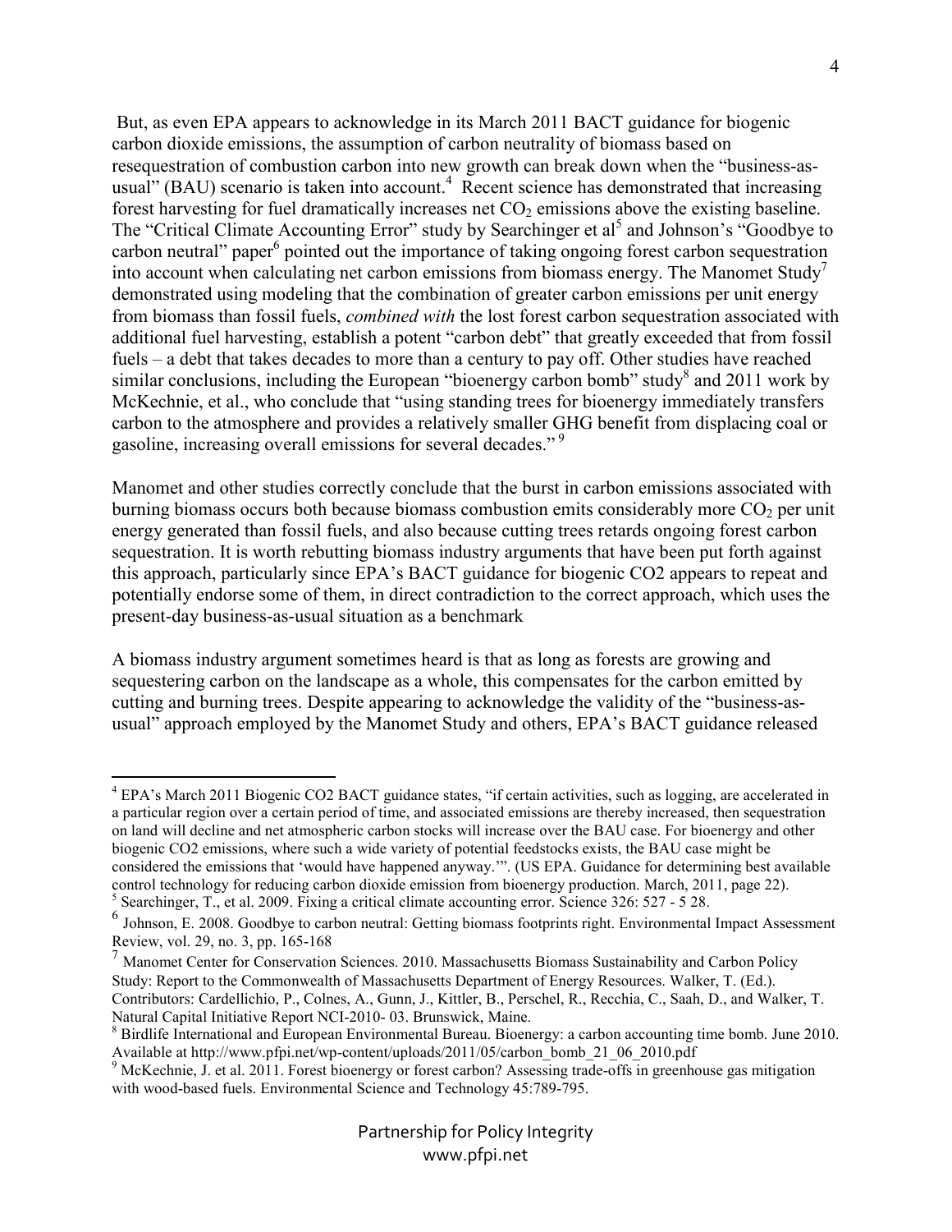But, as even EPA appears to acknowledge in its March 2011 BACT guidance for biogenic carbon dioxide emissions, the assumption of carbon neutrality of biomass based on resequestration of combustion carbon into new growth can break down when the "business-as-usual" (BAU) scenario is taken into account.[4] Recent science has demonstrated that increasing forest harvesting for fuel dramatically increases net $CO_2$ emissions above the existing baseline. The "Critical Climate Accounting Error" study by Searchinger et al[5] and Johnson's "Goodbye to carbon neutral" paper[6] pointed out the importance of taking ongoing forest carbon sequestration into account when calculating net carbon emissions from biomass energy. The Manomet Study[7] demonstrated using modeling that the combination of greater carbon emissions per unit energy from biomass than fossil fuels, *combined with* the lost forest carbon sequestration associated with additional fuel harvesting, establish a potent "carbon debt" that greatly exceeded that from fossil fuels – a debt that takes decades to more than a century to pay off. Other studies have reached similar conclusions, including the European "bioenergy carbon bomb" study[8] and 2011 work by McKechnie, et al., who conclude that "using standing trees for bioenergy immediately transfers carbon to the atmosphere and provides a relatively smaller GHG benefit from displacing coal or gasoline, increasing overall emissions for several decades."[9]

Manomet and other studies correctly conclude that the burst in carbon emissions associated with burning biomass occurs both because biomass combustion emits considerably more $CO_2$ per unit energy generated than fossil fuels, and also because cutting trees retards ongoing forest carbon sequestration. It is worth rebutting biomass industry arguments that have been put forth against this approach, particularly since EPA's BACT guidance for biogenic CO2 appears to repeat and potentially endorse some of them, in direct contradiction to the correct approach, which uses the present-day business-as-usual situation as a benchmark

A biomass industry argument sometimes heard is that as long as forests are growing and sequestering carbon on the landscape as a whole, this compensates for the carbon emitted by cutting and burning trees. Despite appearing to acknowledge the validity of the "business-as-usual" approach employed by the Manomet Study and others, EPA's BACT guidance released

---

[4] EPA's March 2011 Biogenic CO2 BACT guidance states, "if certain activities, such as logging, are accelerated in a particular region over a certain period of time, and associated emissions are thereby increased, then sequestration on land will decline and net atmospheric carbon stocks will increase over the BAU case. For bioenergy and other biogenic CO2 emissions, where such a wide variety of potential feedstocks exists, the BAU case might be considered the emissions that 'would have happened anyway.'". (US EPA. Guidance for determining best available control technology for reducing carbon dioxide emission from bioenergy production. March, 2011, page 22).

[5] Searchinger, T., et al. 2009. Fixing a critical climate accounting error. Science 326: 527 - 5 28.

[6] Johnson, E. 2008. Goodbye to carbon neutral: Getting biomass footprints right. Environmental Impact Assessment Review, vol. 29, no. 3, pp. 165-168

[7] Manomet Center for Conservation Sciences. 2010. Massachusetts Biomass Sustainability and Carbon Policy Study: Report to the Commonwealth of Massachusetts Department of Energy Resources. Walker, T. (Ed.). Contributors: Cardellichio, P., Colnes, A., Gunn, J., Kittler, B., Perschel, R., Recchia, C., Saah, D., and Walker, T. Natural Capital Initiative Report NCI-2010- 03. Brunswick, Maine.

[8] Birdlife International and European Environmental Bureau. Bioenergy: a carbon accounting time bomb. June 2010. Available at http://www.pfpi.net/wp-content/uploads/2011/05/carbon_bomb_21_06_2010.pdf

[9] McKechnie, J. et al. 2011. Forest bioenergy or forest carbon? Assessing trade-offs in greenhouse gas mitigation with wood-based fuels. Environmental Science and Technology 45:789-795.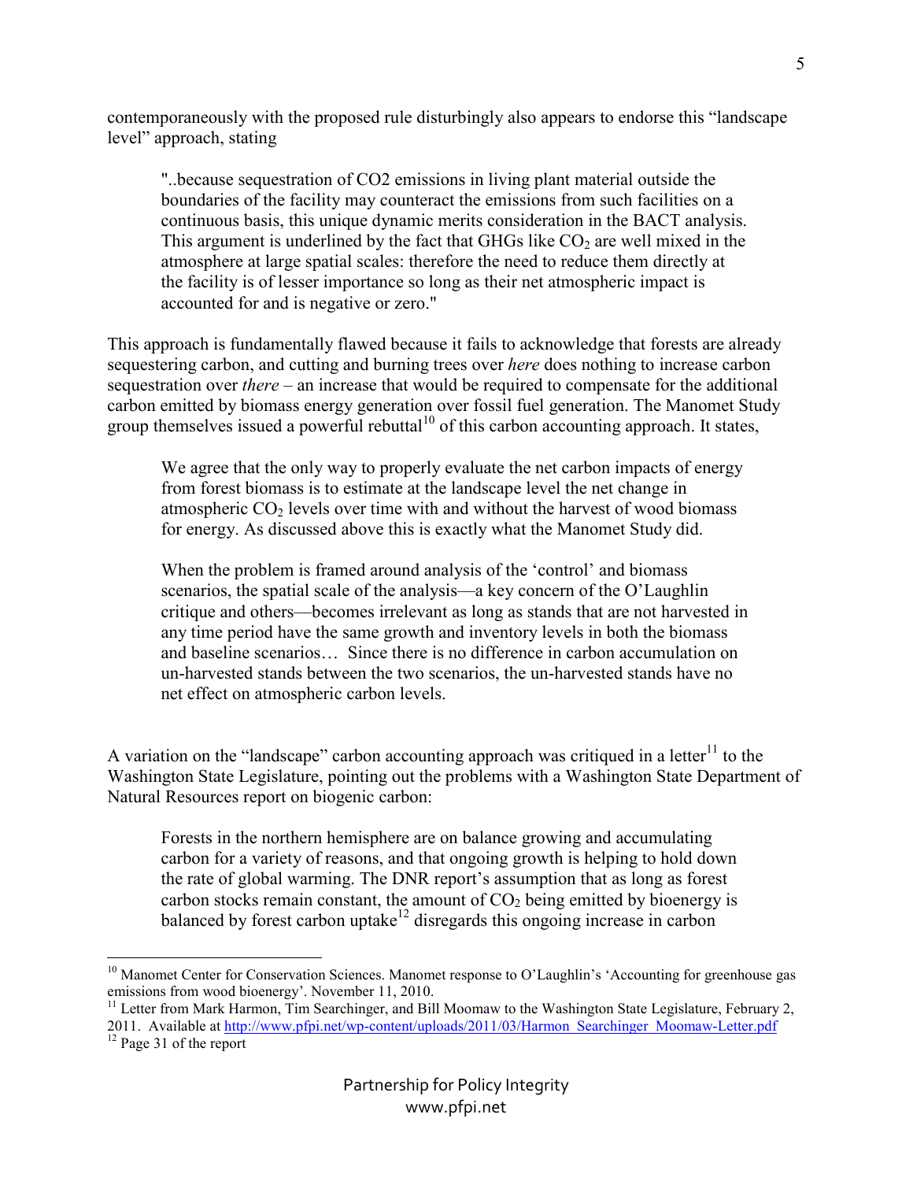contemporaneously with the proposed rule disturbingly also appears to endorse this "landscape level" approach, stating

> "..because sequestration of CO2 emissions in living plant material outside the boundaries of the facility may counteract the emissions from such facilities on a continuous basis, this unique dynamic merits consideration in the BACT analysis. This argument is underlined by the fact that GHGs like $CO_2$ are well mixed in the atmosphere at large spatial scales: therefore the need to reduce them directly at the facility is of lesser importance so long as their net atmospheric impact is accounted for and is negative or zero."

This approach is fundamentally flawed because it fails to acknowledge that forests are already sequestering carbon, and cutting and burning trees over *here* does nothing to increase carbon sequestration over *there* – an increase that would be required to compensate for the additional carbon emitted by biomass energy generation over fossil fuel generation. The Manomet Study group themselves issued a powerful rebuttal[10] of this carbon accounting approach. It states,

> We agree that the only way to properly evaluate the net carbon impacts of energy from forest biomass is to estimate at the landscape level the net change in atmospheric $CO_2$ levels over time with and without the harvest of wood biomass for energy. As discussed above this is exactly what the Manomet Study did.
>
> When the problem is framed around analysis of the 'control' and biomass scenarios, the spatial scale of the analysis—a key concern of the O'Laughlin critique and others—becomes irrelevant as long as stands that are not harvested in any time period have the same growth and inventory levels in both the biomass and baseline scenarios… Since there is no difference in carbon accumulation on un-harvested stands between the two scenarios, the un-harvested stands have no net effect on atmospheric carbon levels.

A variation on the "landscape" carbon accounting approach was critiqued in a letter[11] to the Washington State Legislature, pointing out the problems with a Washington State Department of Natural Resources report on biogenic carbon:

> Forests in the northern hemisphere are on balance growing and accumulating carbon for a variety of reasons, and that ongoing growth is helping to hold down the rate of global warming. The DNR report's assumption that as long as forest carbon stocks remain constant, the amount of $CO_2$ being emitted by bioenergy is balanced by forest carbon uptake[12] disregards this ongoing increase in carbon

---

[10] Manomet Center for Conservation Sciences. Manomet response to O'Laughlin's 'Accounting for greenhouse gas emissions from wood bioenergy'. November 11, 2010.

[11] Letter from Mark Harmon, Tim Searchinger, and Bill Moomaw to the Washington State Legislature, February 2, 2011. Available at http://www.pfpi.net/wp-content/uploads/2011/03/Harmon_Searchinger_Moomaw-Letter.pdf

[12] Page 31 of the report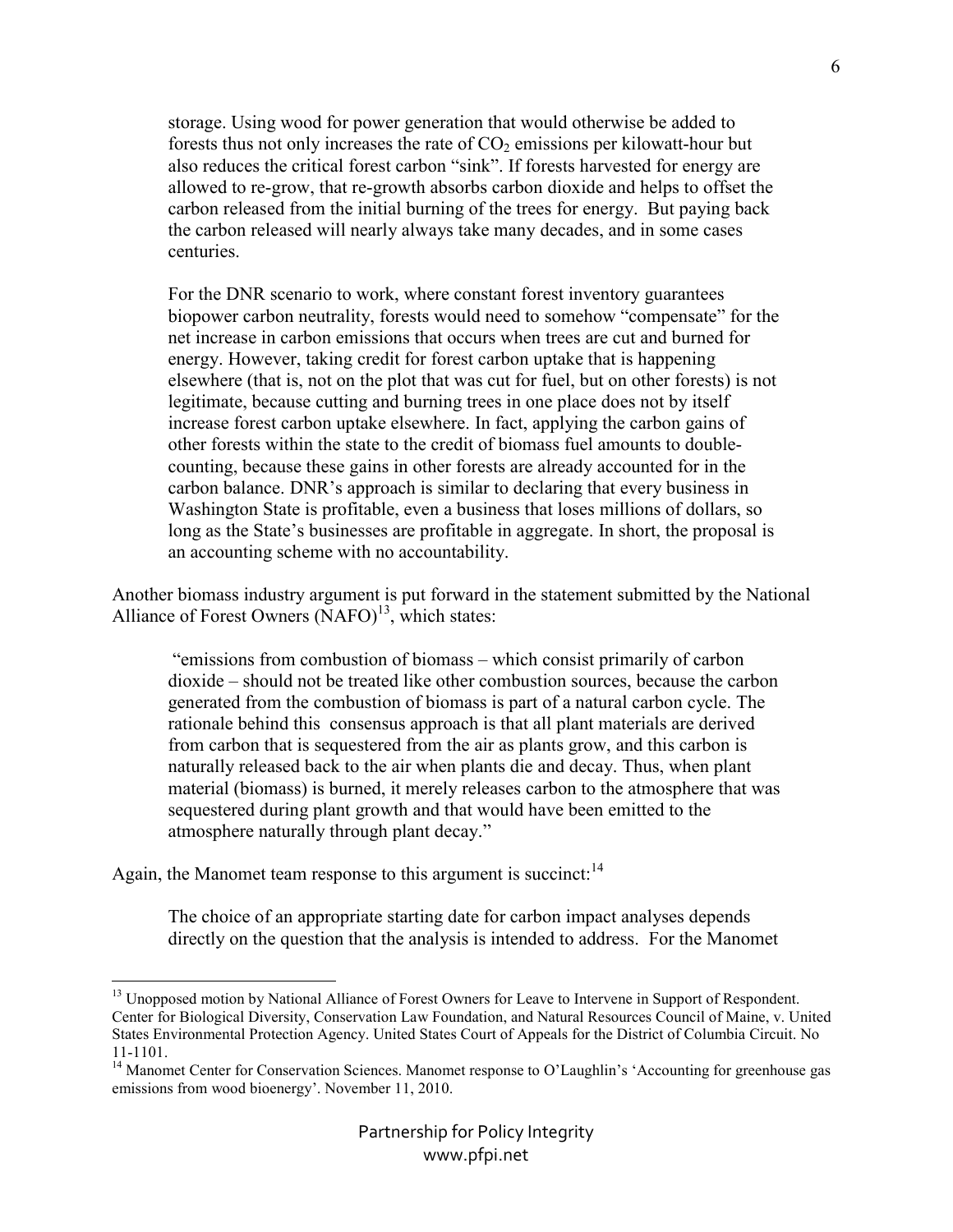> storage. Using wood for power generation that would otherwise be added to forests thus not only increases the rate of $CO_2$ emissions per kilowatt-hour but also reduces the critical forest carbon "sink". If forests harvested for energy are allowed to re-grow, that re-growth absorbs carbon dioxide and helps to offset the carbon released from the initial burning of the trees for energy. But paying back the carbon released will nearly always take many decades, and in some cases centuries.
>
> For the DNR scenario to work, where constant forest inventory guarantees biopower carbon neutrality, forests would need to somehow "compensate" for the net increase in carbon emissions that occurs when trees are cut and burned for energy. However, taking credit for forest carbon uptake that is happening elsewhere (that is, not on the plot that was cut for fuel, but on other forests) is not legitimate, because cutting and burning trees in one place does not by itself increase forest carbon uptake elsewhere. In fact, applying the carbon gains of other forests within the state to the credit of biomass fuel amounts to double-counting, because these gains in other forests are already accounted for in the carbon balance. DNR's approach is similar to declaring that every business in Washington State is profitable, even a business that loses millions of dollars, so long as the State's businesses are profitable in aggregate. In short, the proposal is an accounting scheme with no accountability.

Another biomass industry argument is put forward in the statement submitted by the National Alliance of Forest Owners (NAFO)[13], which states:

> "emissions from combustion of biomass – which consist primarily of carbon dioxide – should not be treated like other combustion sources, because the carbon generated from the combustion of biomass is part of a natural carbon cycle. The rationale behind this consensus approach is that all plant materials are derived from carbon that is sequestered from the air as plants grow, and this carbon is naturally released back to the air when plants die and decay. Thus, when plant material (biomass) is burned, it merely releases carbon to the atmosphere that was sequestered during plant growth and that would have been emitted to the atmosphere naturally through plant decay."

Again, the Manomet team response to this argument is succinct:[14]

> The choice of an appropriate starting date for carbon impact analyses depends directly on the question that the analysis is intended to address. For the Manomet

---

[13] Unopposed motion by National Alliance of Forest Owners for Leave to Intervene in Support of Respondent. Center for Biological Diversity, Conservation Law Foundation, and Natural Resources Council of Maine, v. United States Environmental Protection Agency. United States Court of Appeals for the District of Columbia Circuit. No 11-1101.

[14] Manomet Center for Conservation Sciences. Manomet response to O'Laughlin's 'Accounting for greenhouse gas emissions from wood bioenergy'. November 11, 2010.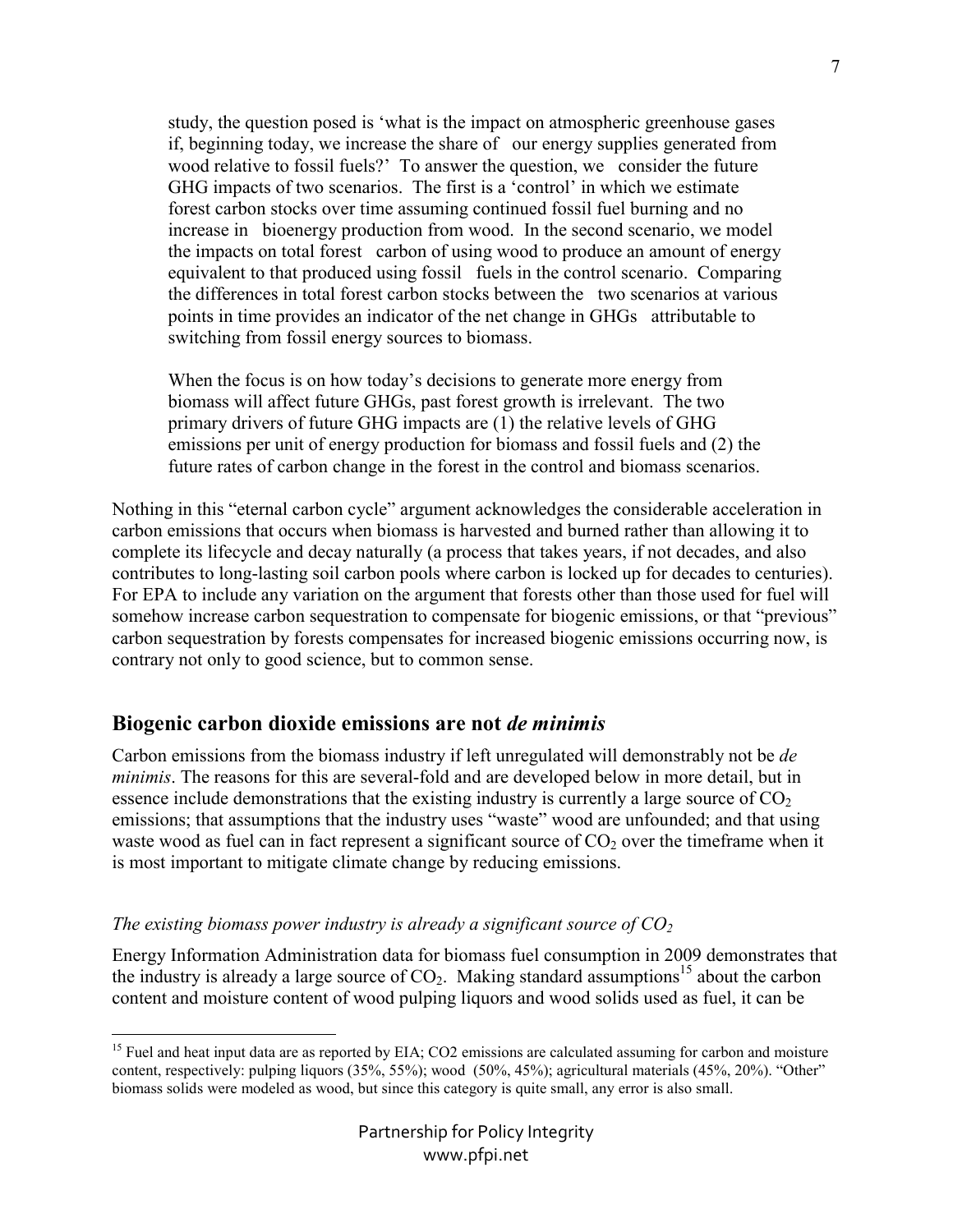> study, the question posed is 'what is the impact on atmospheric greenhouse gases if, beginning today, we increase the share of our energy supplies generated from wood relative to fossil fuels?' To answer the question, we consider the future GHG impacts of two scenarios. The first is a 'control' in which we estimate forest carbon stocks over time assuming continued fossil fuel burning and no increase in bioenergy production from wood. In the second scenario, we model the impacts on total forest carbon of using wood to produce an amount of energy equivalent to that produced using fossil fuels in the control scenario. Comparing the differences in total forest carbon stocks between the two scenarios at various points in time provides an indicator of the net change in GHGs attributable to switching from fossil energy sources to biomass.
>
> When the focus is on how today's decisions to generate more energy from biomass will affect future GHGs, past forest growth is irrelevant. The two primary drivers of future GHG impacts are (1) the relative levels of GHG emissions per unit of energy production for biomass and fossil fuels and (2) the future rates of carbon change in the forest in the control and biomass scenarios.

Nothing in this "eternal carbon cycle" argument acknowledges the considerable acceleration in carbon emissions that occurs when biomass is harvested and burned rather than allowing it to complete its lifecycle and decay naturally (a process that takes years, if not decades, and also contributes to long-lasting soil carbon pools where carbon is locked up for decades to centuries). For EPA to include any variation on the argument that forests other than those used for fuel will somehow increase carbon sequestration to compensate for biogenic emissions, or that "previous" carbon sequestration by forests compensates for increased biogenic emissions occurring now, is contrary not only to good science, but to common sense.

## Biogenic carbon dioxide emissions are not *de minimis*

Carbon emissions from the biomass industry if left unregulated will demonstrably not be *de minimis*. The reasons for this are several-fold and are developed below in more detail, but in essence include demonstrations that the existing industry is currently a large source of $CO_2$ emissions; that assumptions that the industry uses "waste" wood are unfounded; and that using waste wood as fuel can in fact represent a significant source of $CO_2$ over the timeframe when it is most important to mitigate climate change by reducing emissions.

*The existing biomass power industry is already a significant source of $CO_2$*

Energy Information Administration data for biomass fuel consumption in 2009 demonstrates that the industry is already a large source of $CO_2$. Making standard assumptions[15] about the carbon content and moisture content of wood pulping liquors and wood solids used as fuel, it can be

---

[15] Fuel and heat input data are as reported by EIA; CO2 emissions are calculated assuming for carbon and moisture content, respectively: pulping liquors (35%, 55%); wood (50%, 45%); agricultural materials (45%, 20%). "Other" biomass solids were modeled as wood, but since this category is quite small, any error is also small.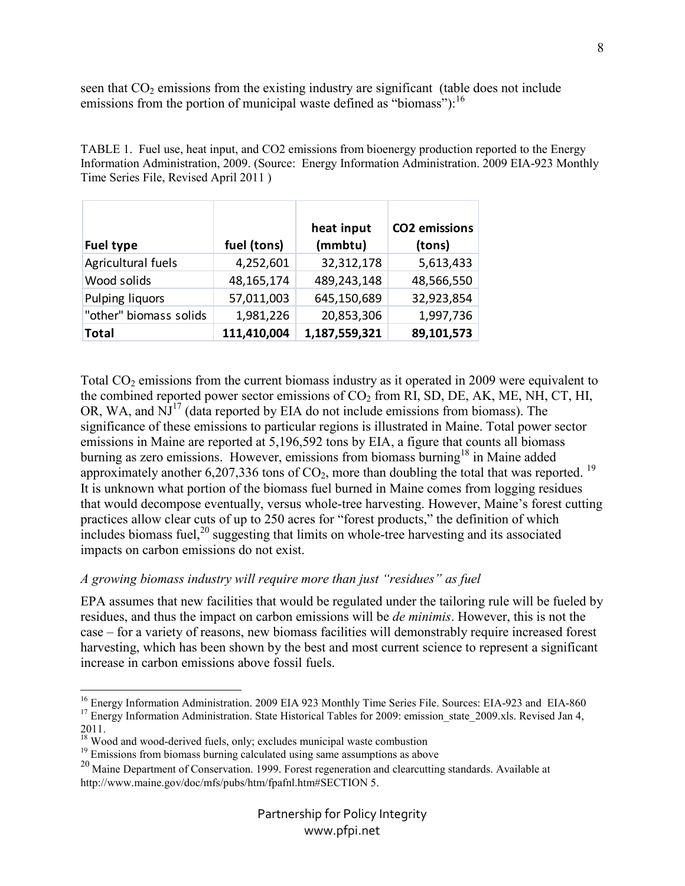seen that $CO_2$ emissions from the existing industry are significant (table does not include emissions from the portion of municipal waste defined as "biomass"):[16]

TABLE 1. Fuel use, heat input, and CO2 emissions from bioenergy production reported to the Energy Information Administration, 2009. (Source: Energy Information Administration. 2009 EIA-923 Monthly Time Series File, Revised April 2011 )

| Fuel type | fuel (tons) | heat input (mmbtu) | CO2 emissions (tons) |
|---|---|---|---|
| Agricultural fuels | 4,252,601 | 32,312,178 | 5,613,433 |
| Wood solids | 48,165,174 | 489,243,148 | 48,566,550 |
| Pulping liquors | 57,011,003 | 645,150,689 | 32,923,854 |
| "other" biomass solids | 1,981,226 | 20,853,306 | 1,997,736 |
| **Total** | **111,410,004** | **1,187,559,321** | **89,101,573** |

Total $CO_2$ emissions from the current biomass industry as it operated in 2009 were equivalent to the combined reported power sector emissions of $CO_2$ from RI, SD, DE, AK, ME, NH, CT, HI, OR, WA, and NJ[17] (data reported by EIA do not include emissions from biomass). The significance of these emissions to particular regions is illustrated in Maine. Total power sector emissions in Maine are reported at 5,196,592 tons by EIA, a figure that counts all biomass burning as zero emissions. However, emissions from biomass burning[18] in Maine added approximately another 6,207,336 tons of $CO_2$, more than doubling the total that was reported.[19] It is unknown what portion of the biomass fuel burned in Maine comes from logging residues that would decompose eventually, versus whole-tree harvesting. However, Maine's forest cutting practices allow clear cuts of up to 250 acres for "forest products," the definition of which includes biomass fuel,[20] suggesting that limits on whole-tree harvesting and its associated impacts on carbon emissions do not exist.

*A growing biomass industry will require more than just "residues" as fuel*

EPA assumes that new facilities that would be regulated under the tailoring rule will be fueled by residues, and thus the impact on carbon emissions will be *de minimis*. However, this is not the case – for a variety of reasons, new biomass facilities will demonstrably require increased forest harvesting, which has been shown by the best and most current science to represent a significant increase in carbon emissions above fossil fuels.

---

[16] Energy Information Administration. 2009 EIA 923 Monthly Time Series File. Sources: EIA-923 and EIA-860

[17] Energy Information Administration. State Historical Tables for 2009: emission_state_2009.xls. Revised Jan 4, 2011.

[18] Wood and wood-derived fuels, only; excludes municipal waste combustion

[19] Emissions from biomass burning calculated using same assumptions as above

[20] Maine Department of Conservation. 1999. Forest regeneration and clearcutting standards. Available at http://www.maine.gov/doc/mfs/pubs/htm/fpafnl.htm#SECTION 5.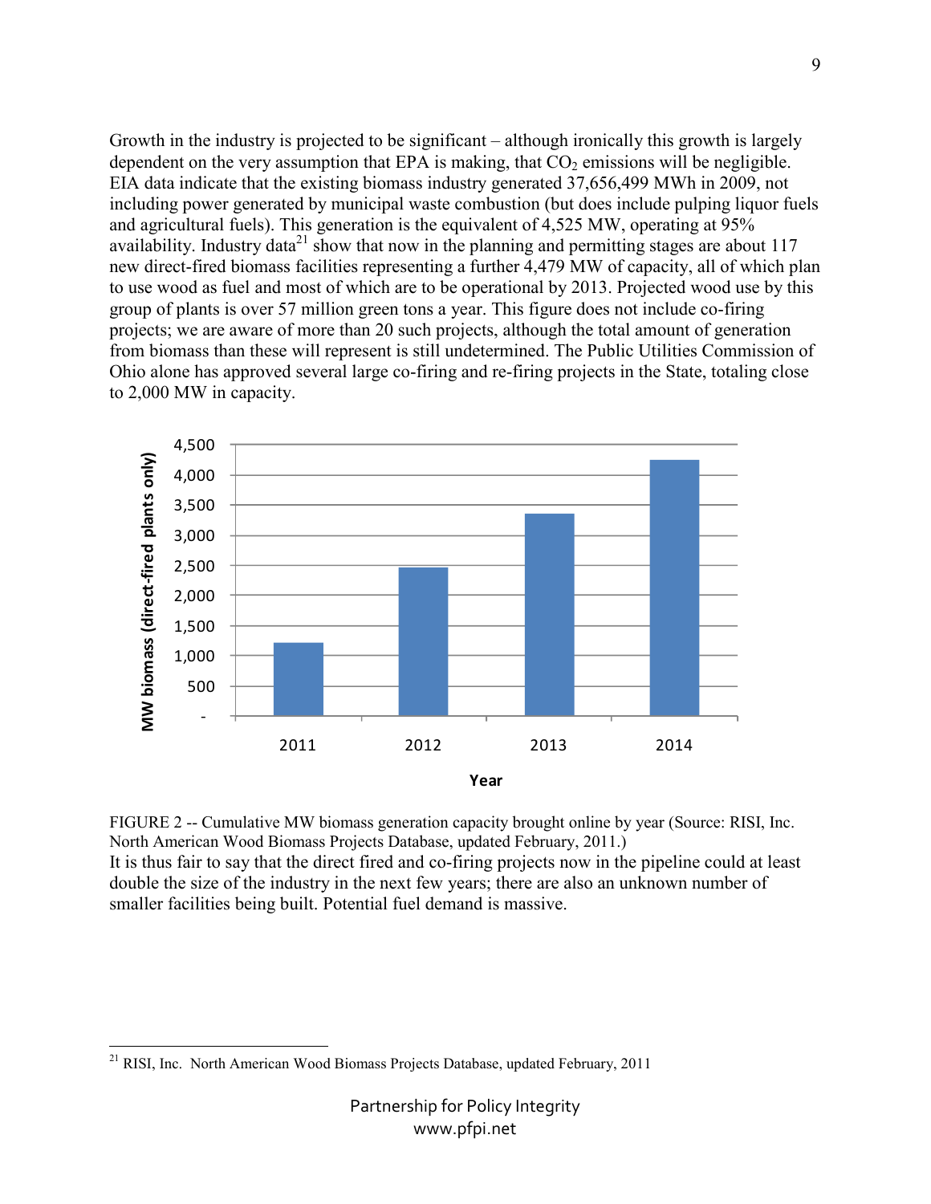Growth in the industry is projected to be significant – although ironically this growth is largely dependent on the very assumption that EPA is making, that $CO_2$ emissions will be negligible. EIA data indicate that the existing biomass industry generated 37,656,499 MWh in 2009, not including power generated by municipal waste combustion (but does include pulping liquor fuels and agricultural fuels). This generation is the equivalent of 4,525 MW, operating at 95% availability. Industry data[21] show that now in the planning and permitting stages are about 117 new direct-fired biomass facilities representing a further 4,479 MW of capacity, all of which plan to use wood as fuel and most of which are to be operational by 2013. Projected wood use by this group of plants is over 57 million green tons a year. This figure does not include co-firing projects; we are aware of more than 20 such projects, although the total amount of generation from biomass than these will represent is still undetermined. The Public Utilities Commission of Ohio alone has approved several large co-firing and re-firing projects in the State, totaling close to 2,000 MW in capacity.

FIGURE 2 -- Cumulative MW biomass generation capacity brought online by year (Source: RISI, Inc. North American Wood Biomass Projects Database, updated February, 2011.)

It is thus fair to say that the direct fired and co-firing projects now in the pipeline could at least double the size of the industry in the next few years; there are also an unknown number of smaller facilities being built. Potential fuel demand is massive.

---

[21] RISI, Inc. North American Wood Biomass Projects Database, updated February, 2011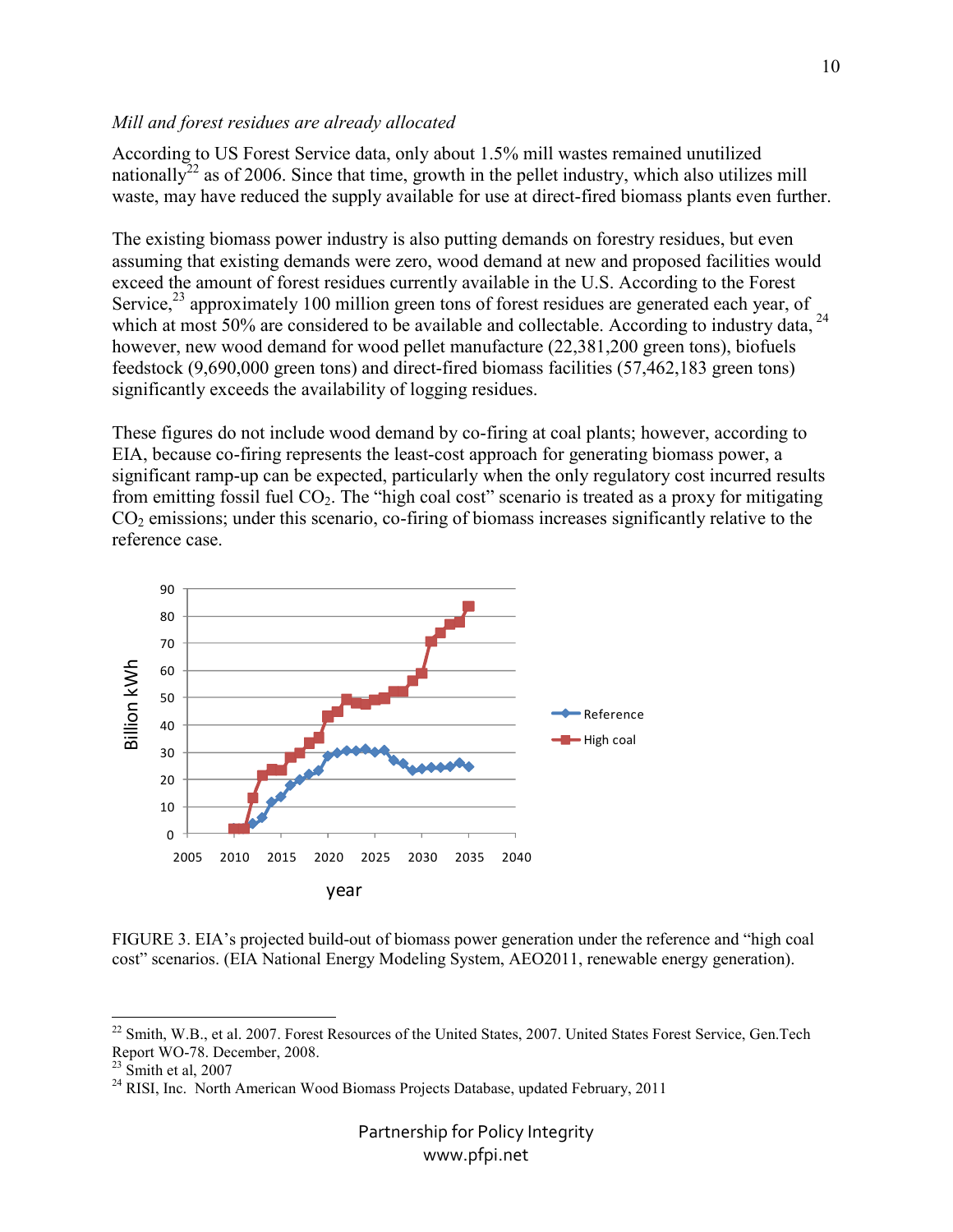*Mill and forest residues are already allocated*

According to US Forest Service data, only about 1.5% mill wastes remained unutilized nationally[22] as of 2006. Since that time, growth in the pellet industry, which also utilizes mill waste, may have reduced the supply available for use at direct-fired biomass plants even further.

The existing biomass power industry is also putting demands on forestry residues, but even assuming that existing demands were zero, wood demand at new and proposed facilities would exceed the amount of forest residues currently available in the U.S. According to the Forest Service,[23] approximately 100 million green tons of forest residues are generated each year, of which at most 50% are considered to be available and collectable. According to industry data,[24] however, new wood demand for wood pellet manufacture (22,381,200 green tons), biofuels feedstock (9,690,000 green tons) and direct-fired biomass facilities (57,462,183 green tons) significantly exceeds the availability of logging residues.

These figures do not include wood demand by co-firing at coal plants; however, according to EIA, because co-firing represents the least-cost approach for generating biomass power, a significant ramp-up can be expected, particularly when the only regulatory cost incurred results from emitting fossil fuel $CO_2$. The "high coal cost" scenario is treated as a proxy for mitigating $CO_2$ emissions; under this scenario, co-firing of biomass increases significantly relative to the reference case.

FIGURE 3. EIA's projected build-out of biomass power generation under the reference and "high coal cost" scenarios. (EIA National Energy Modeling System, AEO2011, renewable energy generation).

---

[22] Smith, W.B., et al. 2007. Forest Resources of the United States, 2007. United States Forest Service, Gen.Tech Report WO-78. December, 2008.

[23] Smith et al, 2007

[24] RISI, Inc. North American Wood Biomass Projects Database, updated February, 2011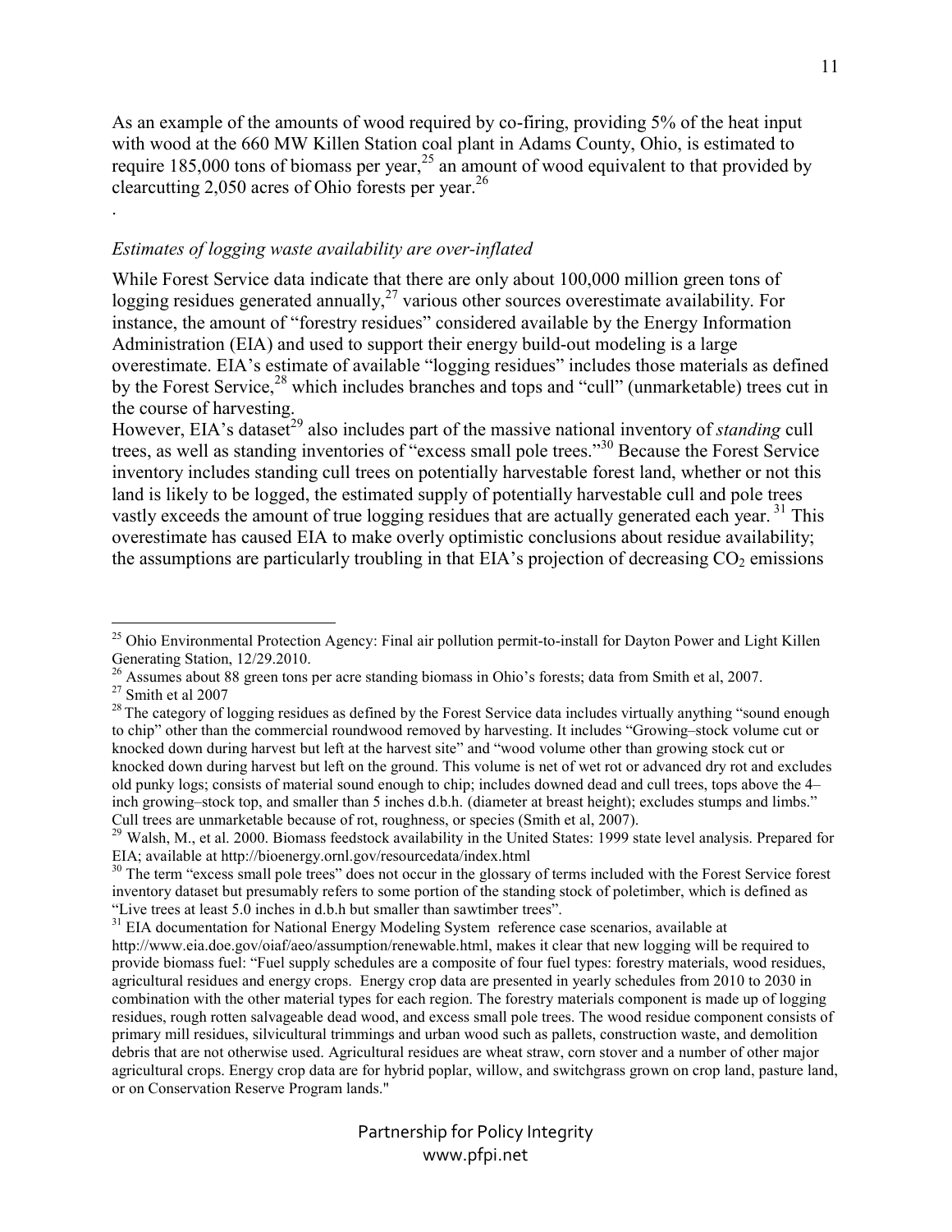As an example of the amounts of wood required by co-firing, providing 5% of the heat input with wood at the 660 MW Killen Station coal plant in Adams County, Ohio, is estimated to require 185,000 tons of biomass per year,[25] an amount of wood equivalent to that provided by clearcutting 2,050 acres of Ohio forests per year.[26]

.

*Estimates of logging waste availability are over-inflated*

While Forest Service data indicate that there are only about 100,000 million green tons of logging residues generated annually,[27] various other sources overestimate availability. For instance, the amount of "forestry residues" considered available by the Energy Information Administration (EIA) and used to support their energy build-out modeling is a large overestimate. EIA's estimate of available "logging residues" includes those materials as defined by the Forest Service,[28] which includes branches and tops and "cull" (unmarketable) trees cut in the course of harvesting.

However, EIA's dataset[29] also includes part of the massive national inventory of *standing* cull trees, as well as standing inventories of "excess small pole trees."[30] Because the Forest Service inventory includes standing cull trees on potentially harvestable forest land, whether or not this land is likely to be logged, the estimated supply of potentially harvestable cull and pole trees vastly exceeds the amount of true logging residues that are actually generated each year.[31] This overestimate has caused EIA to make overly optimistic conclusions about residue availability; the assumptions are particularly troubling in that EIA's projection of decreasing $CO_2$ emissions

---

[25] Ohio Environmental Protection Agency: Final air pollution permit-to-install for Dayton Power and Light Killen Generating Station, 12/29.2010.

[26] Assumes about 88 green tons per acre standing biomass in Ohio's forests; data from Smith et al, 2007.

[27] Smith et al 2007

[28] The category of logging residues as defined by the Forest Service data includes virtually anything "sound enough to chip" other than the commercial roundwood removed by harvesting. It includes "Growing–stock volume cut or knocked down during harvest but left at the harvest site" and "wood volume other than growing stock cut or knocked down during harvest but left on the ground. This volume is net of wet rot or advanced dry rot and excludes old punky logs; consists of material sound enough to chip; includes downed dead and cull trees, tops above the 4–inch growing–stock top, and smaller than 5 inches d.b.h. (diameter at breast height); excludes stumps and limbs." Cull trees are unmarketable because of rot, roughness, or species (Smith et al, 2007).

[29] Walsh, M., et al. 2000. Biomass feedstock availability in the United States: 1999 state level analysis. Prepared for EIA; available at http://bioenergy.ornl.gov/resourcedata/index.html

[30] The term "excess small pole trees" does not occur in the glossary of terms included with the Forest Service forest inventory dataset but presumably refers to some portion of the standing stock of poletimber, which is defined as "Live trees at least 5.0 inches in d.b.h but smaller than sawtimber trees".

[31] EIA documentation for National Energy Modeling System reference case scenarios, available at http://www.eia.doe.gov/oiaf/aeo/assumption/renewable.html, makes it clear that new logging will be required to provide biomass fuel: "Fuel supply schedules are a composite of four fuel types: forestry materials, wood residues, agricultural residues and energy crops. Energy crop data are presented in yearly schedules from 2010 to 2030 in combination with the other material types for each region. The forestry materials component is made up of logging residues, rough rotten salvageable dead wood, and excess small pole trees. The wood residue component consists of primary mill residues, silvicultural trimmings and urban wood such as pallets, construction waste, and demolition debris that are not otherwise used. Agricultural residues are wheat straw, corn stover and a number of other major agricultural crops. Energy crop data are for hybrid poplar, willow, and switchgrass grown on crop land, pasture land, or on Conservation Reserve Program lands."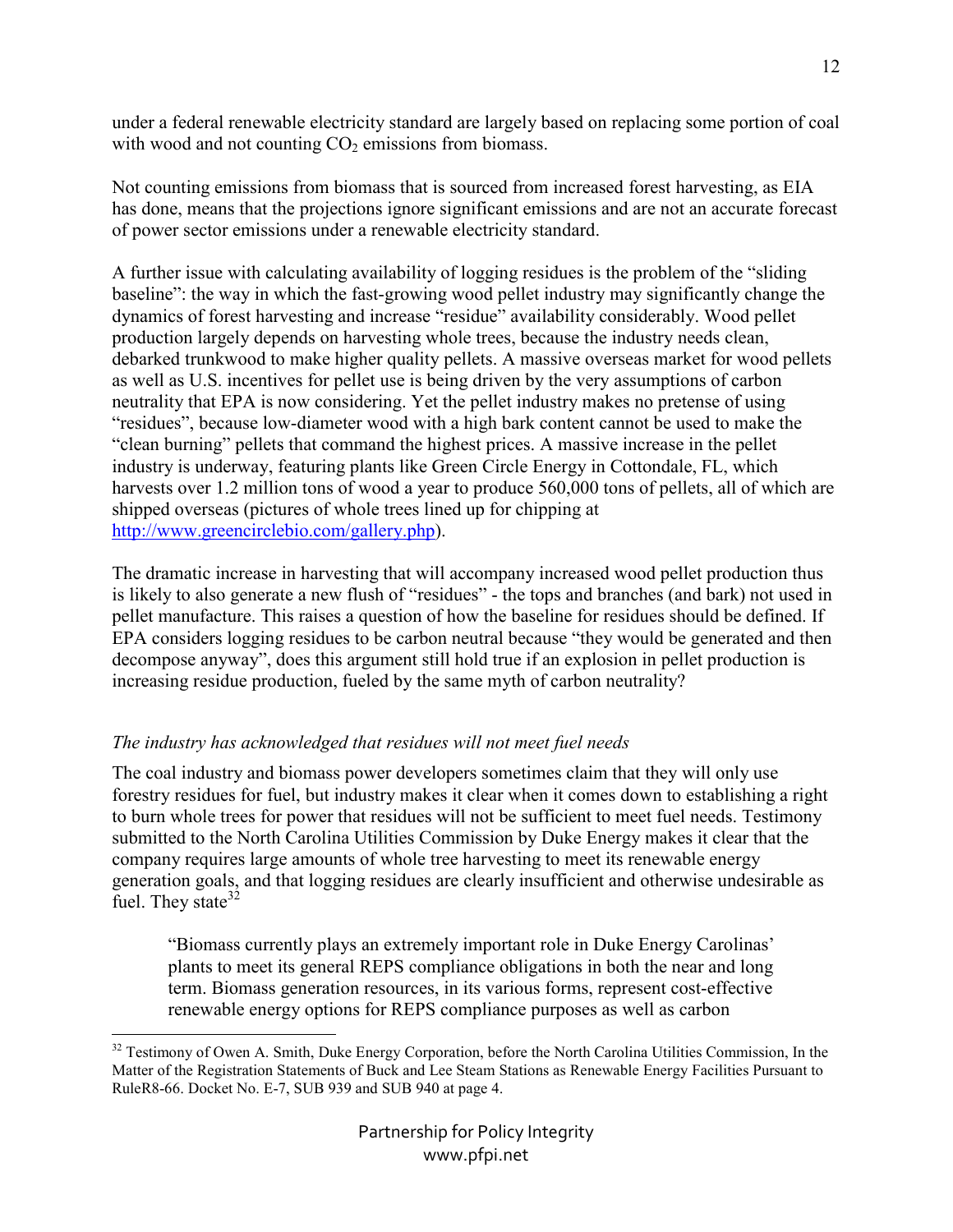under a federal renewable electricity standard are largely based on replacing some portion of coal with wood and not counting $CO_2$ emissions from biomass.

Not counting emissions from biomass that is sourced from increased forest harvesting, as EIA has done, means that the projections ignore significant emissions and are not an accurate forecast of power sector emissions under a renewable electricity standard.

A further issue with calculating availability of logging residues is the problem of the "sliding baseline": the way in which the fast-growing wood pellet industry may significantly change the dynamics of forest harvesting and increase "residue" availability considerably. Wood pellet production largely depends on harvesting whole trees, because the industry needs clean, debarked trunkwood to make higher quality pellets. A massive overseas market for wood pellets as well as U.S. incentives for pellet use is being driven by the very assumptions of carbon neutrality that EPA is now considering. Yet the pellet industry makes no pretense of using "residues", because low-diameter wood with a high bark content cannot be used to make the "clean burning" pellets that command the highest prices. A massive increase in the pellet industry is underway, featuring plants like Green Circle Energy in Cottondale, FL, which harvests over 1.2 million tons of wood a year to produce 560,000 tons of pellets, all of which are shipped overseas (pictures of whole trees lined up for chipping at http://www.greencirclebio.com/gallery.php).

The dramatic increase in harvesting that will accompany increased wood pellet production thus is likely to also generate a new flush of "residues" - the tops and branches (and bark) not used in pellet manufacture. This raises a question of how the baseline for residues should be defined. If EPA considers logging residues to be carbon neutral because "they would be generated and then decompose anyway", does this argument still hold true if an explosion in pellet production is increasing residue production, fueled by the same myth of carbon neutrality?

*The industry has acknowledged that residues will not meet fuel needs*

The coal industry and biomass power developers sometimes claim that they will only use forestry residues for fuel, but industry makes it clear when it comes down to establishing a right to burn whole trees for power that residues will not be sufficient to meet fuel needs. Testimony submitted to the North Carolina Utilities Commission by Duke Energy makes it clear that the company requires large amounts of whole tree harvesting to meet its renewable energy generation goals, and that logging residues are clearly insufficient and otherwise undesirable as fuel. They state[32]

> "Biomass currently plays an extremely important role in Duke Energy Carolinas' plants to meet its general REPS compliance obligations in both the near and long term. Biomass generation resources, in its various forms, represent cost-effective renewable energy options for REPS compliance purposes as well as carbon

[32] Testimony of Owen A. Smith, Duke Energy Corporation, before the North Carolina Utilities Commission, In the Matter of the Registration Statements of Buck and Lee Steam Stations as Renewable Energy Facilities Pursuant to RuleR8-66. Docket No. E-7, SUB 939 and SUB 940 at page 4.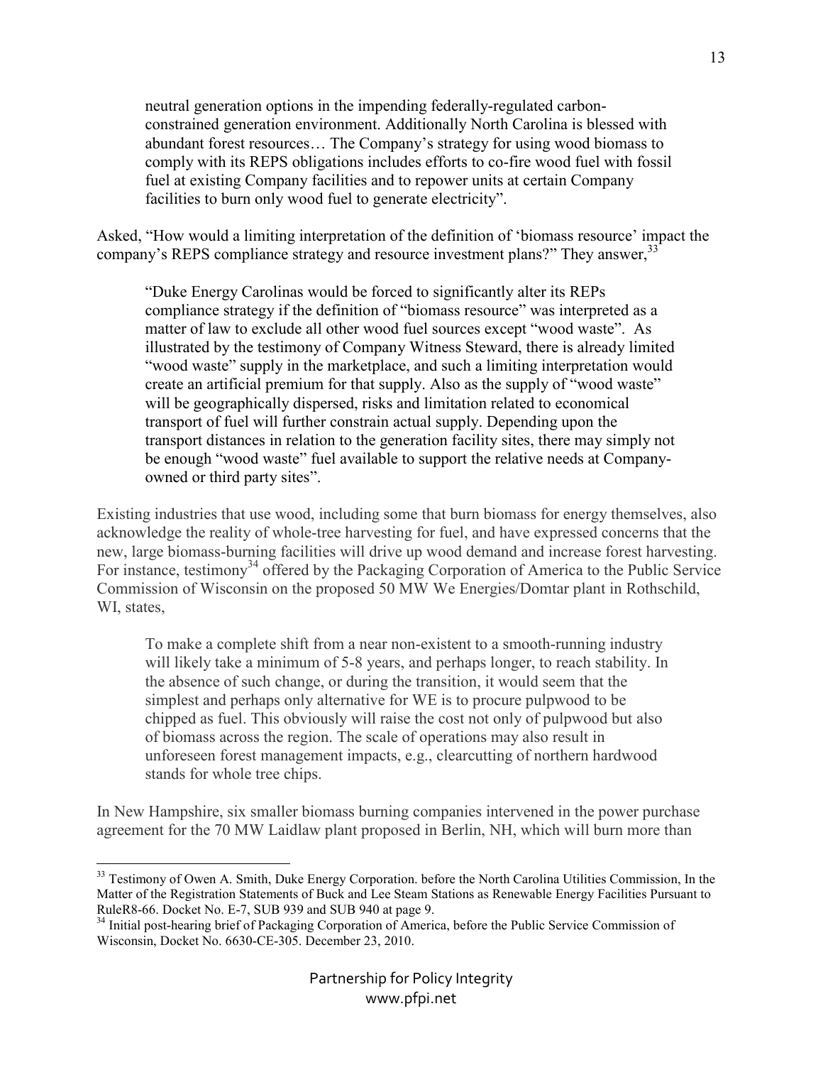> neutral generation options in the impending federally-regulated carbon-constrained generation environment. Additionally North Carolina is blessed with abundant forest resources… The Company's strategy for using wood biomass to comply with its REPS obligations includes efforts to co-fire wood fuel with fossil fuel at existing Company facilities and to repower units at certain Company facilities to burn only wood fuel to generate electricity".

Asked, "How would a limiting interpretation of the definition of 'biomass resource' impact the company's REPS compliance strategy and resource investment plans?" They answer,[33]

> "Duke Energy Carolinas would be forced to significantly alter its REPs compliance strategy if the definition of "biomass resource" was interpreted as a matter of law to exclude all other wood fuel sources except "wood waste". As illustrated by the testimony of Company Witness Steward, there is already limited "wood waste" supply in the marketplace, and such a limiting interpretation would create an artificial premium for that supply. Also as the supply of "wood waste" will be geographically dispersed, risks and limitation related to economical transport of fuel will further constrain actual supply. Depending upon the transport distances in relation to the generation facility sites, there may simply not be enough "wood waste" fuel available to support the relative needs at Company-owned or third party sites".

Existing industries that use wood, including some that burn biomass for energy themselves, also acknowledge the reality of whole-tree harvesting for fuel, and have expressed concerns that the new, large biomass-burning facilities will drive up wood demand and increase forest harvesting. For instance, testimony[34] offered by the Packaging Corporation of America to the Public Service Commission of Wisconsin on the proposed 50 MW We Energies/Domtar plant in Rothschild, WI, states,

> To make a complete shift from a near non-existent to a smooth-running industry will likely take a minimum of 5-8 years, and perhaps longer, to reach stability. In the absence of such change, or during the transition, it would seem that the simplest and perhaps only alternative for WE is to procure pulpwood to be chipped as fuel. This obviously will raise the cost not only of pulpwood but also of biomass across the region. The scale of operations may also result in unforeseen forest management impacts, e.g., clearcutting of northern hardwood stands for whole tree chips.

In New Hampshire, six smaller biomass burning companies intervened in the power purchase agreement for the 70 MW Laidlaw plant proposed in Berlin, NH, which will burn more than

---

[33] Testimony of Owen A. Smith, Duke Energy Corporation. before the North Carolina Utilities Commission, In the Matter of the Registration Statements of Buck and Lee Steam Stations as Renewable Energy Facilities Pursuant to RuleR8-66. Docket No. E-7, SUB 939 and SUB 940 at page 9.

[34] Initial post-hearing brief of Packaging Corporation of America, before the Public Service Commission of Wisconsin, Docket No. 6630-CE-305. December 23, 2010.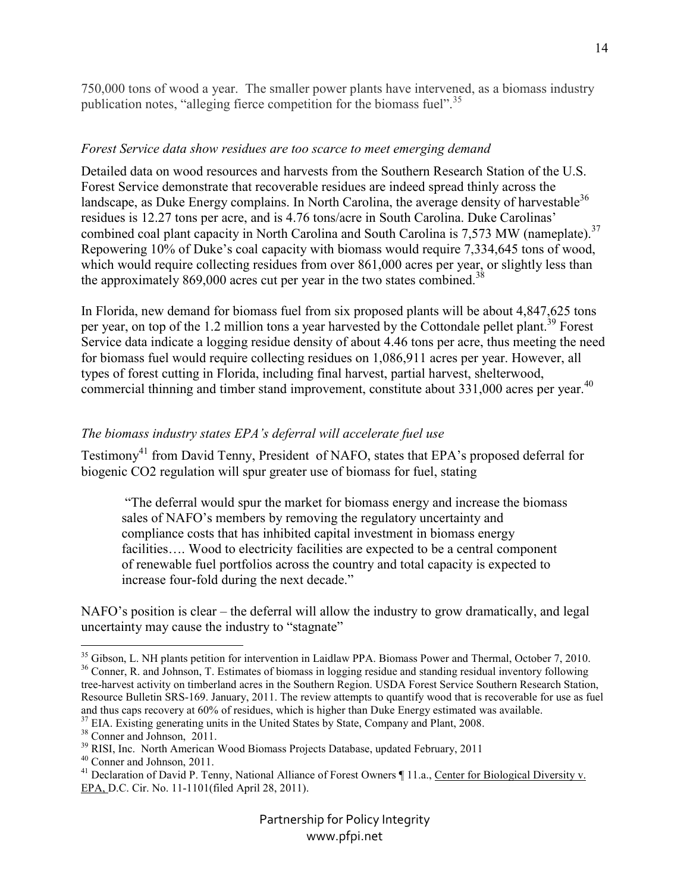750,000 tons of wood a year. The smaller power plants have intervened, as a biomass industry publication notes, "alleging fierce competition for the biomass fuel".[35]

*Forest Service data show residues are too scarce to meet emerging demand*

Detailed data on wood resources and harvests from the Southern Research Station of the U.S. Forest Service demonstrate that recoverable residues are indeed spread thinly across the landscape, as Duke Energy complains. In North Carolina, the average density of harvestable[36] residues is 12.27 tons per acre, and is 4.76 tons/acre in South Carolina. Duke Carolinas' combined coal plant capacity in North Carolina and South Carolina is 7,573 MW (nameplate).[37] Repowering 10% of Duke's coal capacity with biomass would require 7,334,645 tons of wood, which would require collecting residues from over 861,000 acres per year, or slightly less than the approximately 869,000 acres cut per year in the two states combined.[38]

In Florida, new demand for biomass fuel from six proposed plants will be about 4,847,625 tons per year, on top of the 1.2 million tons a year harvested by the Cottondale pellet plant.[39] Forest Service data indicate a logging residue density of about 4.46 tons per acre, thus meeting the need for biomass fuel would require collecting residues on 1,086,911 acres per year. However, all types of forest cutting in Florida, including final harvest, partial harvest, shelterwood, commercial thinning and timber stand improvement, constitute about 331,000 acres per year.[40]

*The biomass industry states EPA's deferral will accelerate fuel use*

Testimony[41] from David Tenny, President of NAFO, states that EPA's proposed deferral for biogenic CO2 regulation will spur greater use of biomass for fuel, stating

> "The deferral would spur the market for biomass energy and increase the biomass sales of NAFO's members by removing the regulatory uncertainty and compliance costs that has inhibited capital investment in biomass energy facilities…. Wood to electricity facilities are expected to be a central component of renewable fuel portfolios across the country and total capacity is expected to increase four-fold during the next decade."

NAFO's position is clear – the deferral will allow the industry to grow dramatically, and legal uncertainty may cause the industry to "stagnate"

---

[35] Gibson, L. NH plants petition for intervention in Laidlaw PPA. Biomass Power and Thermal, October 7, 2010.

[36] Conner, R. and Johnson, T. Estimates of biomass in logging residue and standing residual inventory following tree-harvest activity on timberland acres in the Southern Region. USDA Forest Service Southern Research Station, Resource Bulletin SRS-169. January, 2011. The review attempts to quantify wood that is recoverable for use as fuel and thus caps recovery at 60% of residues, which is higher than Duke Energy estimated was available.

[37] EIA. Existing generating units in the United States by State, Company and Plant, 2008.

[38] Conner and Johnson, 2011.

[39] RISI, Inc. North American Wood Biomass Projects Database, updated February, 2011

[40] Conner and Johnson, 2011.

[41] Declaration of David P. Tenny, National Alliance of Forest Owners ¶ 11.a., Center for Biological Diversity v. EPA, D.C. Cir. No. 11-1101(filed April 28, 2011).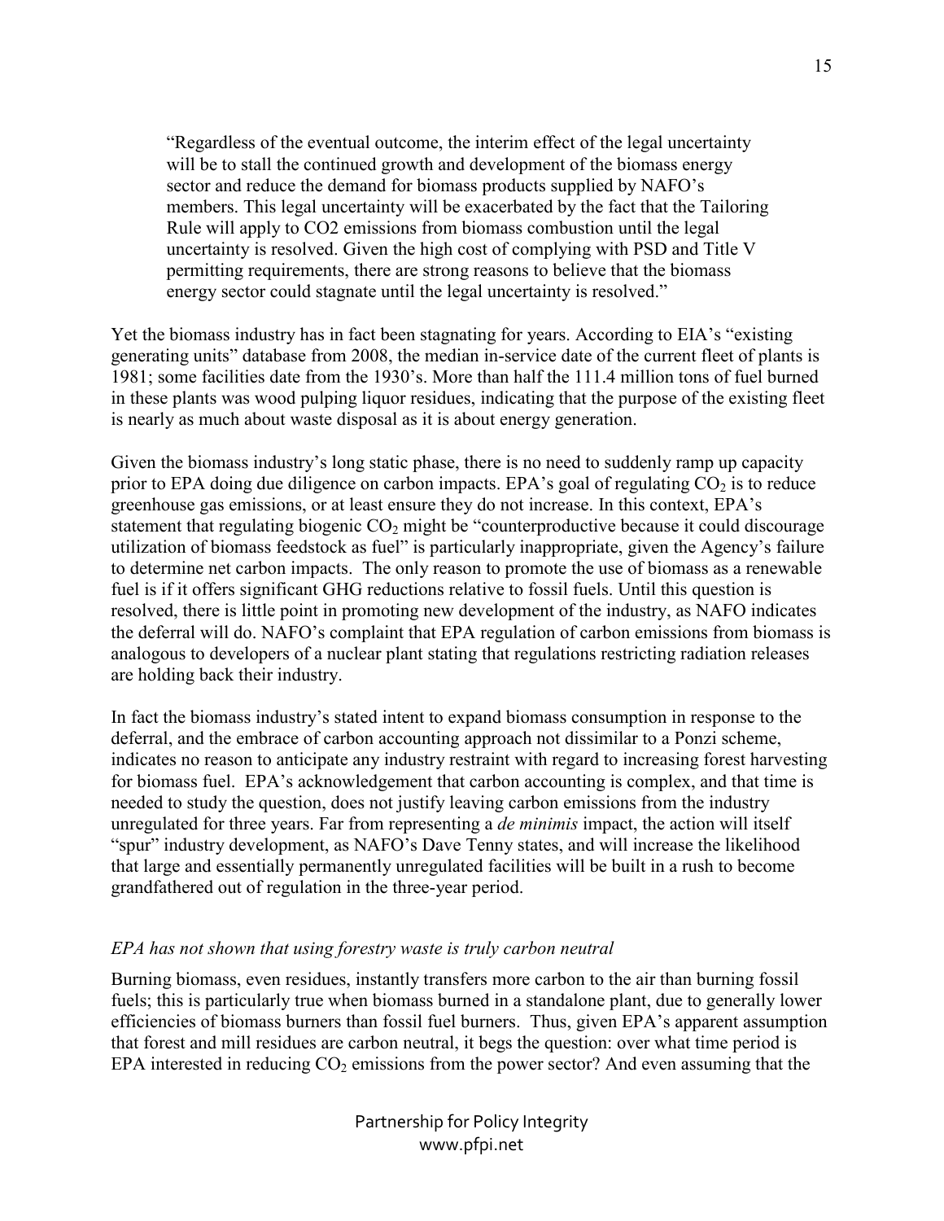> "Regardless of the eventual outcome, the interim effect of the legal uncertainty will be to stall the continued growth and development of the biomass energy sector and reduce the demand for biomass products supplied by NAFO's members. This legal uncertainty will be exacerbated by the fact that the Tailoring Rule will apply to CO2 emissions from biomass combustion until the legal uncertainty is resolved. Given the high cost of complying with PSD and Title V permitting requirements, there are strong reasons to believe that the biomass energy sector could stagnate until the legal uncertainty is resolved."

Yet the biomass industry has in fact been stagnating for years. According to EIA's "existing generating units" database from 2008, the median in-service date of the current fleet of plants is 1981; some facilities date from the 1930's. More than half the 111.4 million tons of fuel burned in these plants was wood pulping liquor residues, indicating that the purpose of the existing fleet is nearly as much about waste disposal as it is about energy generation.

Given the biomass industry's long static phase, there is no need to suddenly ramp up capacity prior to EPA doing due diligence on carbon impacts. EPA's goal of regulating $CO_2$ is to reduce greenhouse gas emissions, or at least ensure they do not increase. In this context, EPA's statement that regulating biogenic $CO_2$ might be "counterproductive because it could discourage utilization of biomass feedstock as fuel" is particularly inappropriate, given the Agency's failure to determine net carbon impacts. The only reason to promote the use of biomass as a renewable fuel is if it offers significant GHG reductions relative to fossil fuels. Until this question is resolved, there is little point in promoting new development of the industry, as NAFO indicates the deferral will do. NAFO's complaint that EPA regulation of carbon emissions from biomass is analogous to developers of a nuclear plant stating that regulations restricting radiation releases are holding back their industry.

In fact the biomass industry's stated intent to expand biomass consumption in response to the deferral, and the embrace of carbon accounting approach not dissimilar to a Ponzi scheme, indicates no reason to anticipate any industry restraint with regard to increasing forest harvesting for biomass fuel. EPA's acknowledgement that carbon accounting is complex, and that time is needed to study the question, does not justify leaving carbon emissions from the industry unregulated for three years. Far from representing a *de minimis* impact, the action will itself "spur" industry development, as NAFO's Dave Tenny states, and will increase the likelihood that large and essentially permanently unregulated facilities will be built in a rush to become grandfathered out of regulation in the three-year period.

*EPA has not shown that using forestry waste is truly carbon neutral*

Burning biomass, even residues, instantly transfers more carbon to the air than burning fossil fuels; this is particularly true when biomass burned in a standalone plant, due to generally lower efficiencies of biomass burners than fossil fuel burners. Thus, given EPA's apparent assumption that forest and mill residues are carbon neutral, it begs the question: over what time period is EPA interested in reducing $CO_2$ emissions from the power sector? And even assuming that the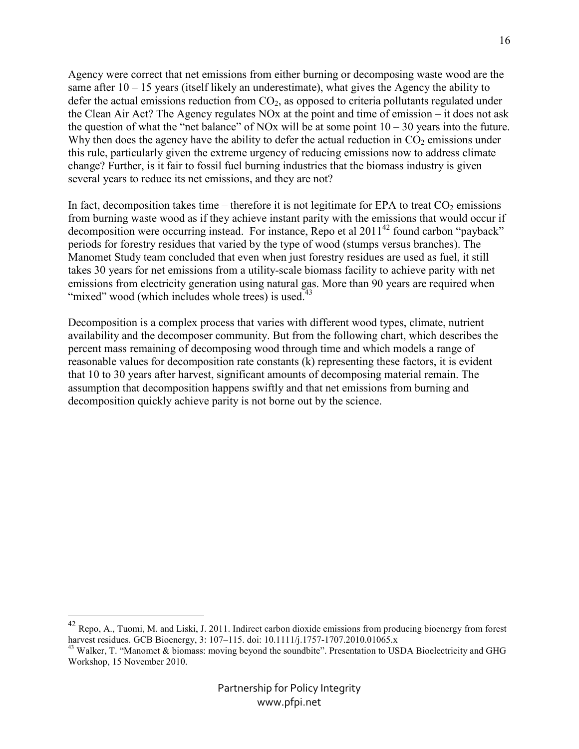Agency were correct that net emissions from either burning or decomposing waste wood are the same after 10 – 15 years (itself likely an underestimate), what gives the Agency the ability to defer the actual emissions reduction from $CO_2$, as opposed to criteria pollutants regulated under the Clean Air Act? The Agency regulates NOx at the point and time of emission – it does not ask the question of what the "net balance" of NOx will be at some point 10 – 30 years into the future. Why then does the agency have the ability to defer the actual reduction in $CO_2$ emissions under this rule, particularly given the extreme urgency of reducing emissions now to address climate change? Further, is it fair to fossil fuel burning industries that the biomass industry is given several years to reduce its net emissions, and they are not?

In fact, decomposition takes time – therefore it is not legitimate for EPA to treat $CO_2$ emissions from burning waste wood as if they achieve instant parity with the emissions that would occur if decomposition were occurring instead. For instance, Repo et al 2011[42] found carbon "payback" periods for forestry residues that varied by the type of wood (stumps versus branches). The Manomet Study team concluded that even when just forestry residues are used as fuel, it still takes 30 years for net emissions from a utility-scale biomass facility to achieve parity with net emissions from electricity generation using natural gas. More than 90 years are required when "mixed" wood (which includes whole trees) is used.[43]

Decomposition is a complex process that varies with different wood types, climate, nutrient availability and the decomposer community. But from the following chart, which describes the percent mass remaining of decomposing wood through time and which models a range of reasonable values for decomposition rate constants (k) representing these factors, it is evident that 10 to 30 years after harvest, significant amounts of decomposing material remain. The assumption that decomposition happens swiftly and that net emissions from burning and decomposition quickly achieve parity is not borne out by the science.

[42] Repo, A., Tuomi, M. and Liski, J. 2011. Indirect carbon dioxide emissions from producing bioenergy from forest harvest residues. GCB Bioenergy, 3: 107–115. doi: 10.1111/j.1757-1707.2010.01065.x

[43] Walker, T. "Manomet & biomass: moving beyond the soundbite". Presentation to USDA Bioelectricity and GHG Workshop, 15 November 2010.

Partnership for Policy Integrity
www.pfpi.net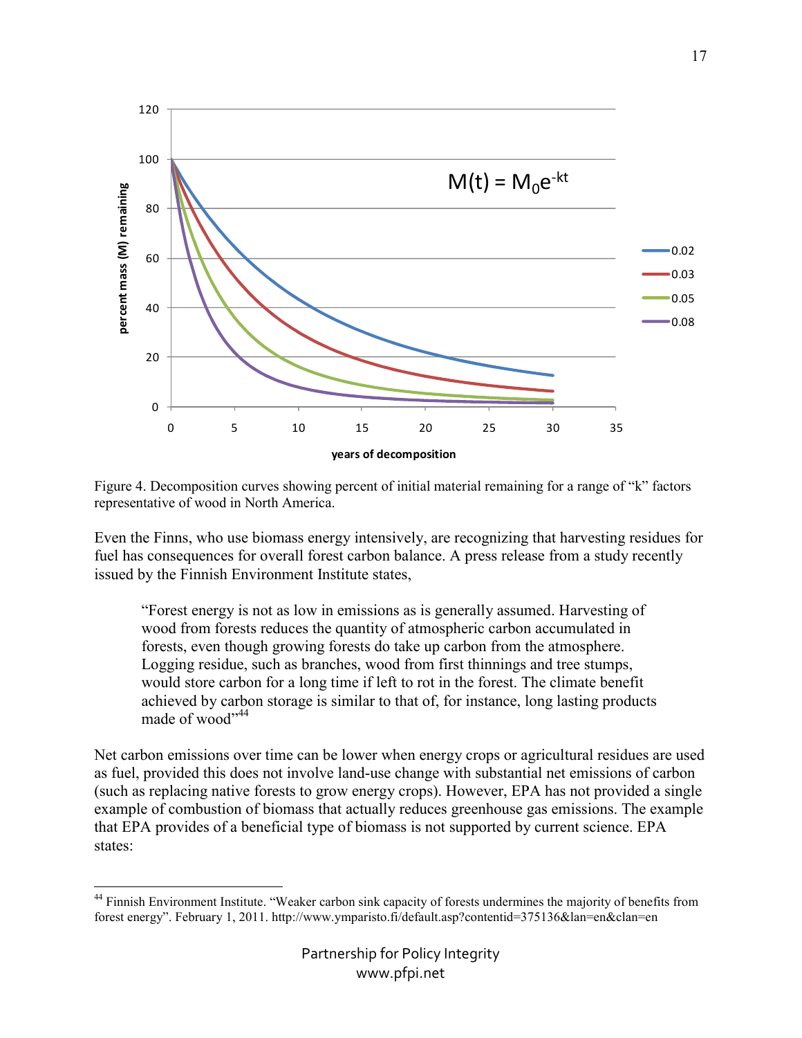Figure 4. Decomposition curves showing percent of initial material remaining for a range of "k" factors representative of wood in North America.

Even the Finns, who use biomass energy intensively, are recognizing that harvesting residues for fuel has consequences for overall forest carbon balance. A press release from a study recently issued by the Finnish Environment Institute states,

> "Forest energy is not as low in emissions as is generally assumed. Harvesting of wood from forests reduces the quantity of atmospheric carbon accumulated in forests, even though growing forests do take up carbon from the atmosphere. Logging residue, such as branches, wood from first thinnings and tree stumps, would store carbon for a long time if left to rot in the forest. The climate benefit achieved by carbon storage is similar to that of, for instance, long lasting products made of wood"[44]

Net carbon emissions over time can be lower when energy crops or agricultural residues are used as fuel, provided this does not involve land-use change with substantial net emissions of carbon (such as replacing native forests to grow energy crops). However, EPA has not provided a single example of combustion of biomass that actually reduces greenhouse gas emissions. The example that EPA provides of a beneficial type of biomass is not supported by current science. EPA states:

---

[44] Finnish Environment Institute. "Weaker carbon sink capacity of forests undermines the majority of benefits from forest energy". February 1, 2011. http://www.ymparisto.fi/default.asp?contentid=375136&lan=en&clan=en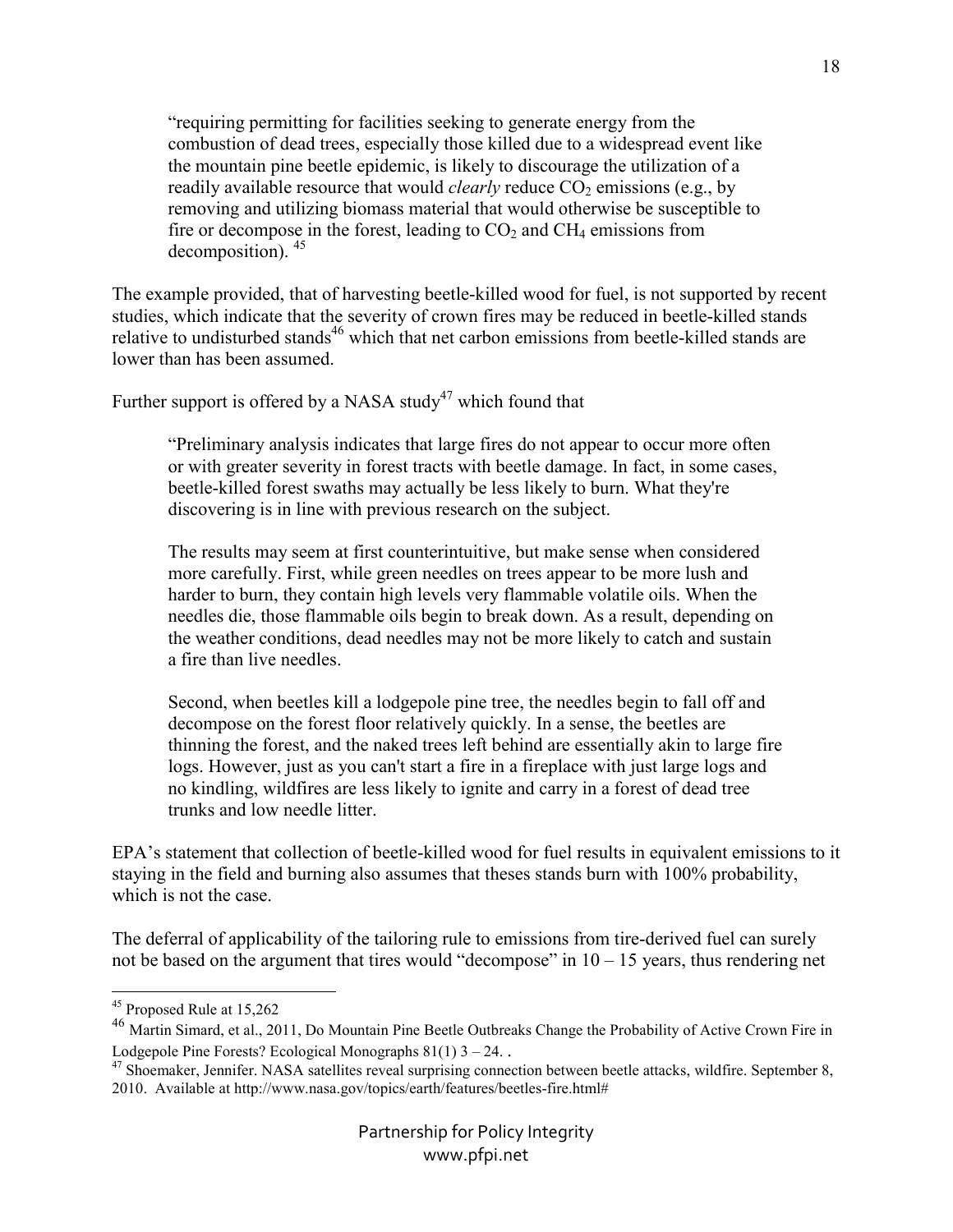> "requiring permitting for facilities seeking to generate energy from the combustion of dead trees, especially those killed due to a widespread event like the mountain pine beetle epidemic, is likely to discourage the utilization of a readily available resource that would *clearly* reduce $CO_2$ emissions (e.g., by removing and utilizing biomass material that would otherwise be susceptible to fire or decompose in the forest, leading to $CO_2$ and $CH_4$ emissions from decomposition). [45]

The example provided, that of harvesting beetle-killed wood for fuel, is not supported by recent studies, which indicate that the severity of crown fires may be reduced in beetle-killed stands relative to undisturbed stands[46] which that net carbon emissions from beetle-killed stands are lower than has been assumed.

Further support is offered by a NASA study[47] which found that

> "Preliminary analysis indicates that large fires do not appear to occur more often or with greater severity in forest tracts with beetle damage. In fact, in some cases, beetle-killed forest swaths may actually be less likely to burn. What they're discovering is in line with previous research on the subject.
>
> The results may seem at first counterintuitive, but make sense when considered more carefully. First, while green needles on trees appear to be more lush and harder to burn, they contain high levels very flammable volatile oils. When the needles die, those flammable oils begin to break down. As a result, depending on the weather conditions, dead needles may not be more likely to catch and sustain a fire than live needles.
>
> Second, when beetles kill a lodgepole pine tree, the needles begin to fall off and decompose on the forest floor relatively quickly. In a sense, the beetles are thinning the forest, and the naked trees left behind are essentially akin to large fire logs. However, just as you can't start a fire in a fireplace with just large logs and no kindling, wildfires are less likely to ignite and carry in a forest of dead tree trunks and low needle litter.

EPA's statement that collection of beetle-killed wood for fuel results in equivalent emissions to it staying in the field and burning also assumes that theses stands burn with 100% probability, which is not the case.

The deferral of applicability of the tailoring rule to emissions from tire-derived fuel can surely not be based on the argument that tires would "decompose" in 10 – 15 years, thus rendering net

---

[45] Proposed Rule at 15,262

[46] Martin Simard, et al., 2011, Do Mountain Pine Beetle Outbreaks Change the Probability of Active Crown Fire in Lodgepole Pine Forests? Ecological Monographs 81(1) 3 – 24. .

[47] Shoemaker, Jennifer. NASA satellites reveal surprising connection between beetle attacks, wildfire. September 8, 2010. Available at http://www.nasa.gov/topics/earth/features/beetles-fire.html#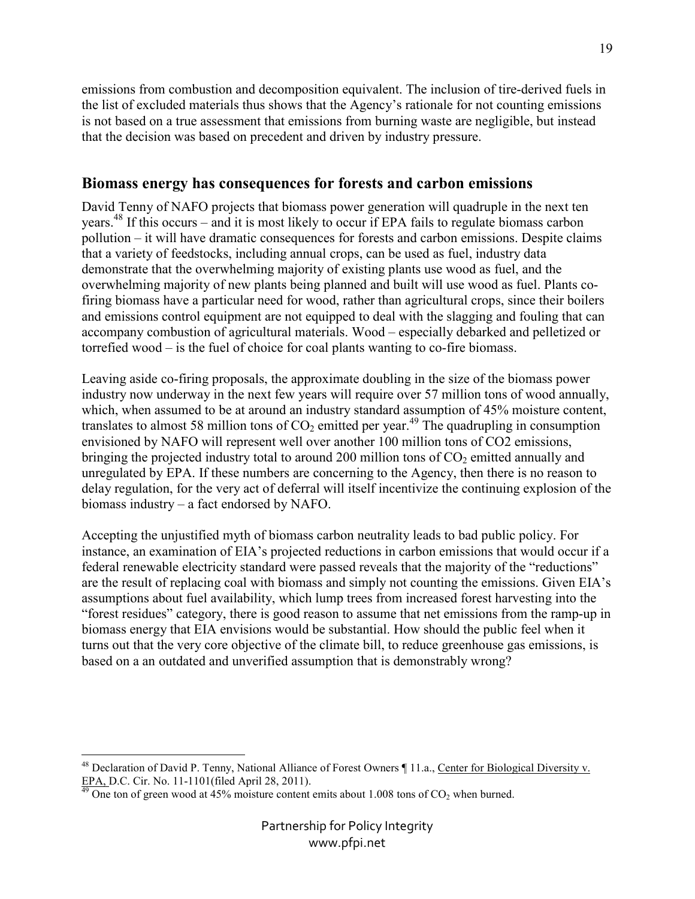emissions from combustion and decomposition equivalent. The inclusion of tire-derived fuels in the list of excluded materials thus shows that the Agency's rationale for not counting emissions is not based on a true assessment that emissions from burning waste are negligible, but instead that the decision was based on precedent and driven by industry pressure.

## Biomass energy has consequences for forests and carbon emissions

David Tenny of NAFO projects that biomass power generation will quadruple in the next ten years.[48] If this occurs – and it is most likely to occur if EPA fails to regulate biomass carbon pollution – it will have dramatic consequences for forests and carbon emissions. Despite claims that a variety of feedstocks, including annual crops, can be used as fuel, industry data demonstrate that the overwhelming majority of existing plants use wood as fuel, and the overwhelming majority of new plants being planned and built will use wood as fuel. Plants co-firing biomass have a particular need for wood, rather than agricultural crops, since their boilers and emissions control equipment are not equipped to deal with the slagging and fouling that can accompany combustion of agricultural materials. Wood – especially debarked and pelletized or torrefied wood – is the fuel of choice for coal plants wanting to co-fire biomass.

Leaving aside co-firing proposals, the approximate doubling in the size of the biomass power industry now underway in the next few years will require over 57 million tons of wood annually, which, when assumed to be at around an industry standard assumption of 45% moisture content, translates to almost 58 million tons of $CO_2$ emitted per year.[49] The quadrupling in consumption envisioned by NAFO will represent well over another 100 million tons of CO2 emissions, bringing the projected industry total to around 200 million tons of $CO_2$ emitted annually and unregulated by EPA. If these numbers are concerning to the Agency, then there is no reason to delay regulation, for the very act of deferral will itself incentivize the continuing explosion of the biomass industry – a fact endorsed by NAFO.

Accepting the unjustified myth of biomass carbon neutrality leads to bad public policy. For instance, an examination of EIA's projected reductions in carbon emissions that would occur if a federal renewable electricity standard were passed reveals that the majority of the "reductions" are the result of replacing coal with biomass and simply not counting the emissions. Given EIA's assumptions about fuel availability, which lump trees from increased forest harvesting into the "forest residues" category, there is good reason to assume that net emissions from the ramp-up in biomass energy that EIA envisions would be substantial. How should the public feel when it turns out that the very core objective of the climate bill, to reduce greenhouse gas emissions, is based on a an outdated and unverified assumption that is demonstrably wrong?

---

[48] Declaration of David P. Tenny, National Alliance of Forest Owners ¶ 11.a., Center for Biological Diversity v. EPA, D.C. Cir. No. 11-1101(filed April 28, 2011).

[49] One ton of green wood at 45% moisture content emits about 1.008 tons of $CO_2$ when burned.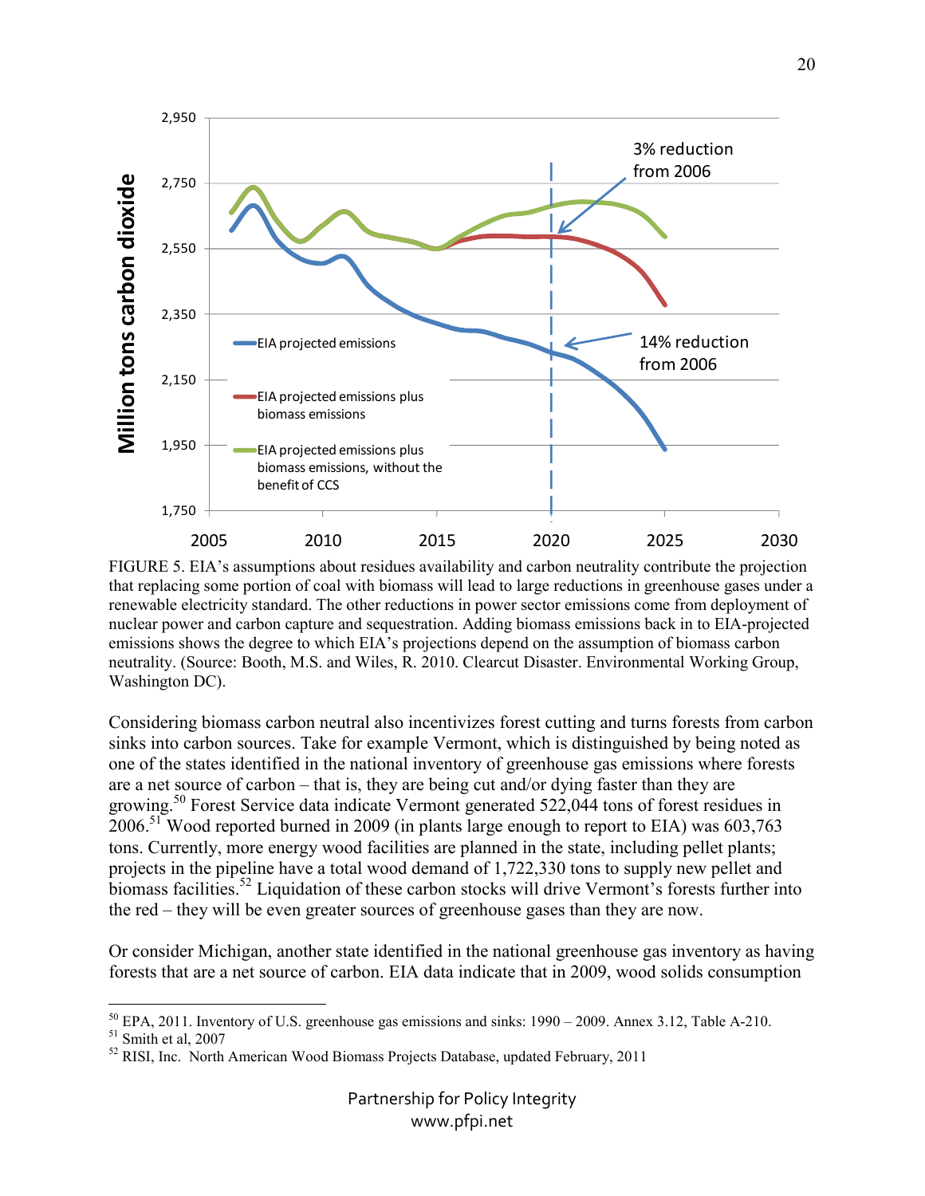FIGURE 5. EIA's assumptions about residues availability and carbon neutrality contribute the projection that replacing some portion of coal with biomass will lead to large reductions in greenhouse gases under a renewable electricity standard. The other reductions in power sector emissions come from deployment of nuclear power and carbon capture and sequestration. Adding biomass emissions back in to EIA-projected emissions shows the degree to which EIA's projections depend on the assumption of biomass carbon neutrality. (Source: Booth, M.S. and Wiles, R. 2010. Clearcut Disaster. Environmental Working Group, Washington DC).

Considering biomass carbon neutral also incentivizes forest cutting and turns forests from carbon sinks into carbon sources. Take for example Vermont, which is distinguished by being noted as one of the states identified in the national inventory of greenhouse gas emissions where forests are a net source of carbon – that is, they are being cut and/or dying faster than they are growing.[50] Forest Service data indicate Vermont generated 522,044 tons of forest residues in 2006.[51] Wood reported burned in 2009 (in plants large enough to report to EIA) was 603,763 tons. Currently, more energy wood facilities are planned in the state, including pellet plants; projects in the pipeline have a total wood demand of 1,722,330 tons to supply new pellet and biomass facilities.[52] Liquidation of these carbon stocks will drive Vermont's forests further into the red – they will be even greater sources of greenhouse gases than they are now.

Or consider Michigan, another state identified in the national greenhouse gas inventory as having forests that are a net source of carbon. EIA data indicate that in 2009, wood solids consumption

---

[50] EPA, 2011. Inventory of U.S. greenhouse gas emissions and sinks: 1990 – 2009. Annex 3.12, Table A-210.

[51] Smith et al, 2007

[52] RISI, Inc. North American Wood Biomass Projects Database, updated February, 2011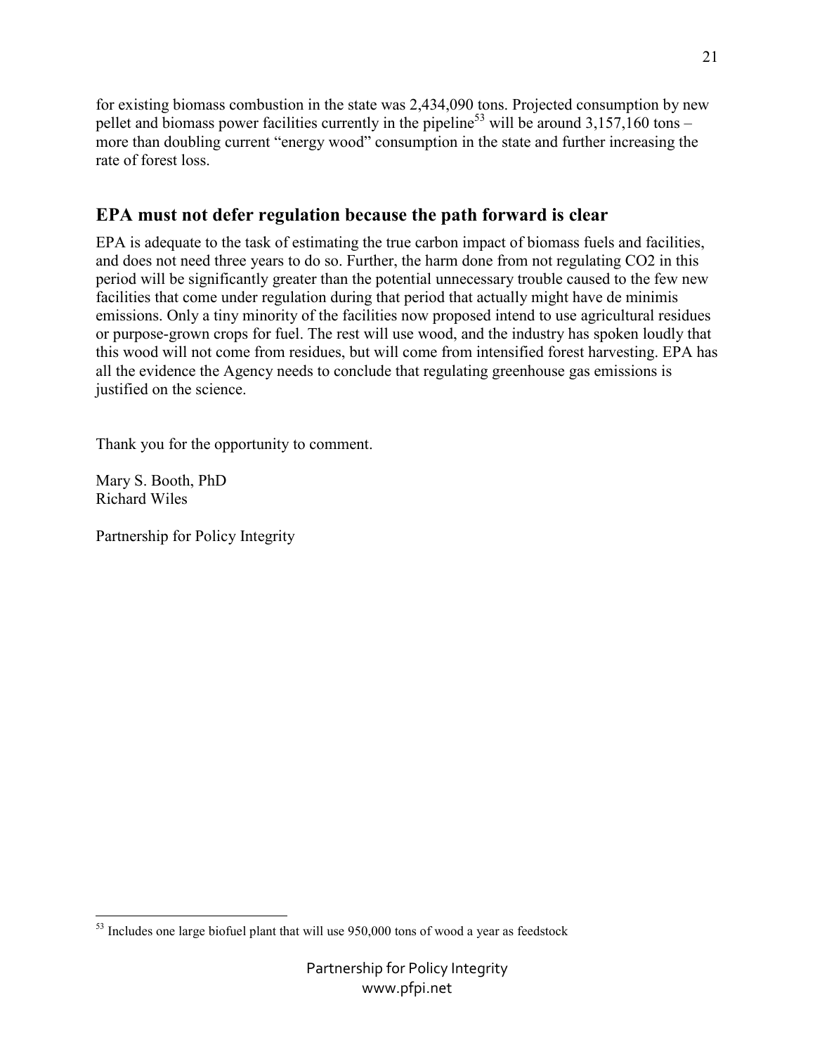for existing biomass combustion in the state was 2,434,090 tons. Projected consumption by new pellet and biomass power facilities currently in the pipeline[53] will be around 3,157,160 tons – more than doubling current "energy wood" consumption in the state and further increasing the rate of forest loss.

## EPA must not defer regulation because the path forward is clear

EPA is adequate to the task of estimating the true carbon impact of biomass fuels and facilities, and does not need three years to do so. Further, the harm done from not regulating CO2 in this period will be significantly greater than the potential unnecessary trouble caused to the few new facilities that come under regulation during that period that actually might have de minimis emissions. Only a tiny minority of the facilities now proposed intend to use agricultural residues or purpose-grown crops for fuel. The rest will use wood, and the industry has spoken loudly that this wood will not come from residues, but will come from intensified forest harvesting. EPA has all the evidence the Agency needs to conclude that regulating greenhouse gas emissions is justified on the science.

Thank you for the opportunity to comment.

Mary S. Booth, PhD
Richard Wiles

Partnership for Policy Integrity

[53] Includes one large biofuel plant that will use 950,000 tons of wood a year as feedstock